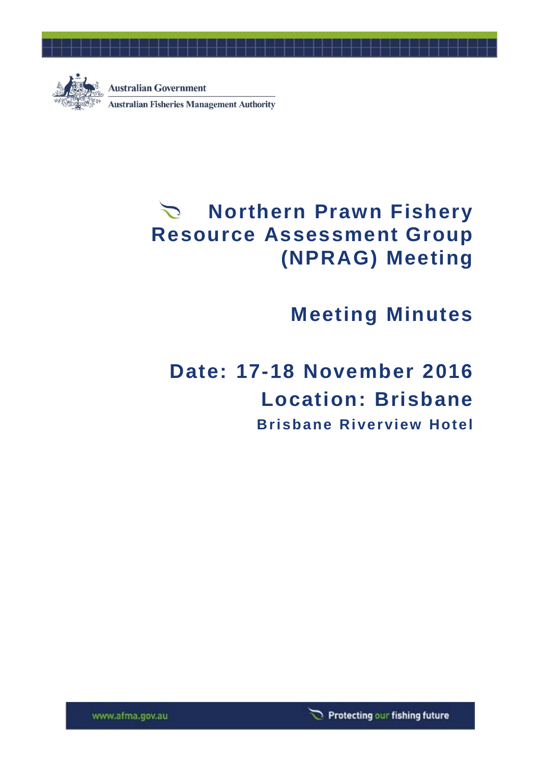Australian Government

Australian Fisheries Management Authority

# Northern Prawn Fishery Resource Assessment Group (NPRAG) Meeting

## Meeting Minutes

## Date: 17-18 November 2016

## Location: Brisbane

### Brisbane Riverview Hotel

www.afma.gov.au

Protecting our fishing future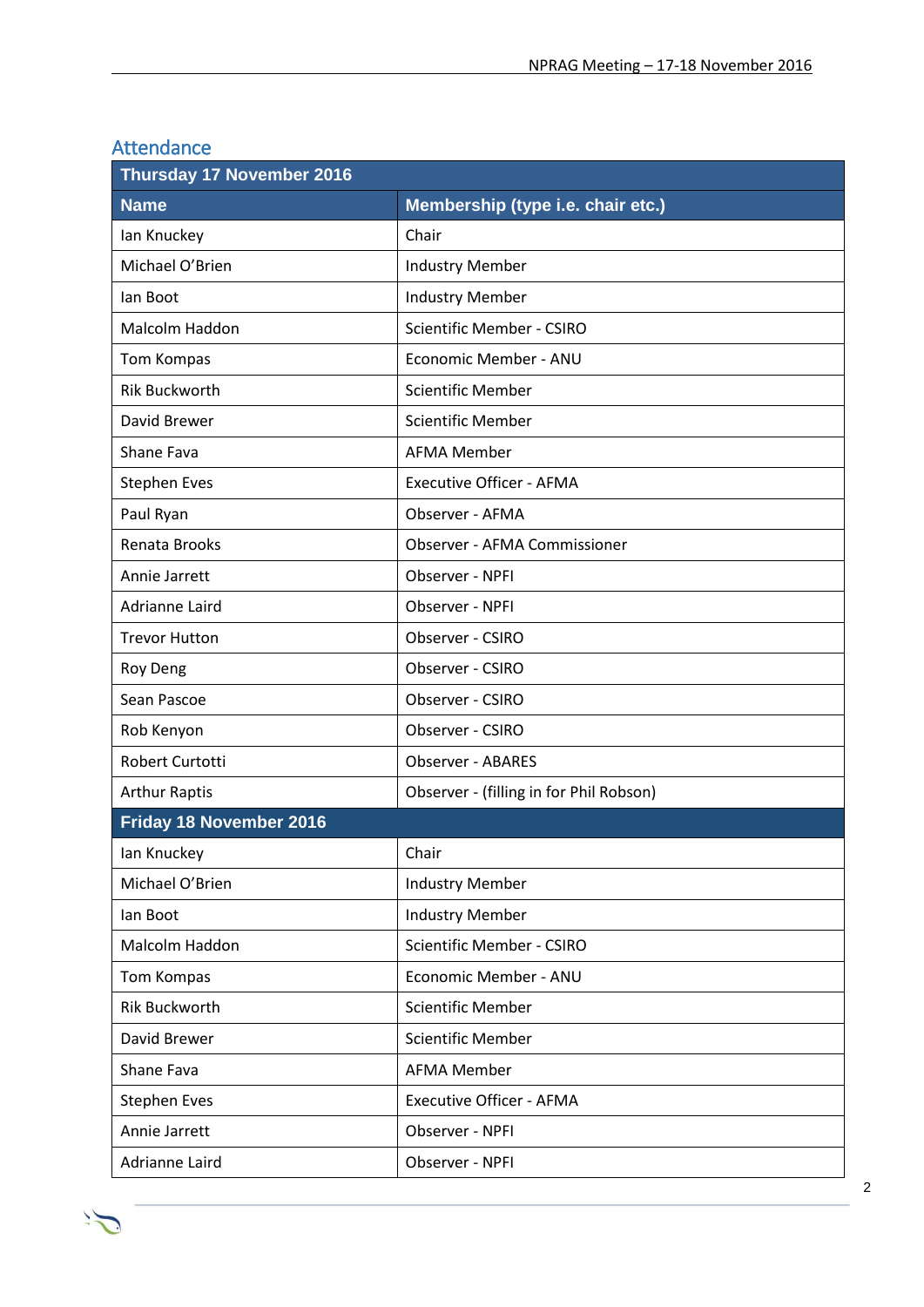## Attendance

| Thursday 17 November 2016 | |
|---|---|
| **Name** | **Membership (type i.e. chair etc.)** |
| Ian Knuckey | Chair |
| Michael O'Brien | Industry Member |
| Ian Boot | Industry Member |
| Malcolm Haddon | Scientific Member - CSIRO |
| Tom Kompas | Economic Member - ANU |
| Rik Buckworth | Scientific Member |
| David Brewer | Scientific Member |
| Shane Fava | AFMA Member |
| Stephen Eves | Executive Officer - AFMA |
| Paul Ryan | Observer - AFMA |
| Renata Brooks | Observer - AFMA Commissioner |
| Annie Jarrett | Observer - NPFI |
| Adrianne Laird | Observer - NPFI |
| Trevor Hutton | Observer - CSIRO |
| Roy Deng | Observer - CSIRO |
| Sean Pascoe | Observer - CSIRO |
| Rob Kenyon | Observer - CSIRO |
| Robert Curtotti | Observer - ABARES |
| Arthur Raptis | Observer - (filling in for Phil Robson) |
| **Friday 18 November 2016** | |
| Ian Knuckey | Chair |
| Michael O'Brien | Industry Member |
| Ian Boot | Industry Member |
| Malcolm Haddon | Scientific Member - CSIRO |
| Tom Kompas | Economic Member - ANU |
| Rik Buckworth | Scientific Member |
| David Brewer | Scientific Member |
| Shane Fava | AFMA Member |
| Stephen Eves | Executive Officer - AFMA |
| Annie Jarrett | Observer - NPFI |
| Adrianne Laird | Observer - NPFI |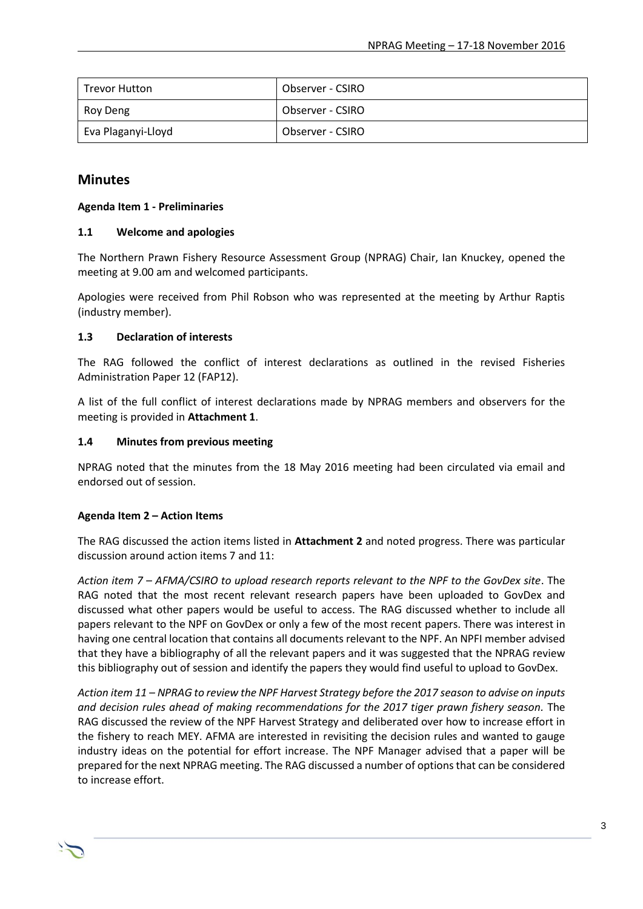| Trevor Hutton | Observer - CSIRO |
| --- | --- |
| Roy Deng | Observer - CSIRO |
| Eva Plaganyi-Lloyd | Observer - CSIRO |

## Minutes

**Agenda Item 1 - Preliminaries**

### 1.1 Welcome and apologies

The Northern Prawn Fishery Resource Assessment Group (NPRAG) Chair, Ian Knuckey, opened the meeting at 9.00 am and welcomed participants.

Apologies were received from Phil Robson who was represented at the meeting by Arthur Raptis (industry member).

### 1.3 Declaration of interests

The RAG followed the conflict of interest declarations as outlined in the revised Fisheries Administration Paper 12 (FAP12).

A list of the full conflict of interest declarations made by NPRAG members and observers for the meeting is provided in **Attachment 1**.

### 1.4 Minutes from previous meeting

NPRAG noted that the minutes from the 18 May 2016 meeting had been circulated via email and endorsed out of session.

**Agenda Item 2 – Action Items**

The RAG discussed the action items listed in **Attachment 2** and noted progress. There was particular discussion around action items 7 and 11:

*Action item 7 – AFMA/CSIRO to upload research reports relevant to the NPF to the GovDex site*. The RAG noted that the most recent relevant research papers have been uploaded to GovDex and discussed what other papers would be useful to access. The RAG discussed whether to include all papers relevant to the NPF on GovDex or only a few of the most recent papers. There was interest in having one central location that contains all documents relevant to the NPF. An NPFI member advised that they have a bibliography of all the relevant papers and it was suggested that the NPRAG review this bibliography out of session and identify the papers they would find useful to upload to GovDex.

*Action item 11 – NPRAG to review the NPF Harvest Strategy before the 2017 season to advise on inputs and decision rules ahead of making recommendations for the 2017 tiger prawn fishery season.* The RAG discussed the review of the NPF Harvest Strategy and deliberated over how to increase effort in the fishery to reach MEY. AFMA are interested in revisiting the decision rules and wanted to gauge industry ideas on the potential for effort increase. The NPF Manager advised that a paper will be prepared for the next NPRAG meeting. The RAG discussed a number of options that can be considered to increase effort.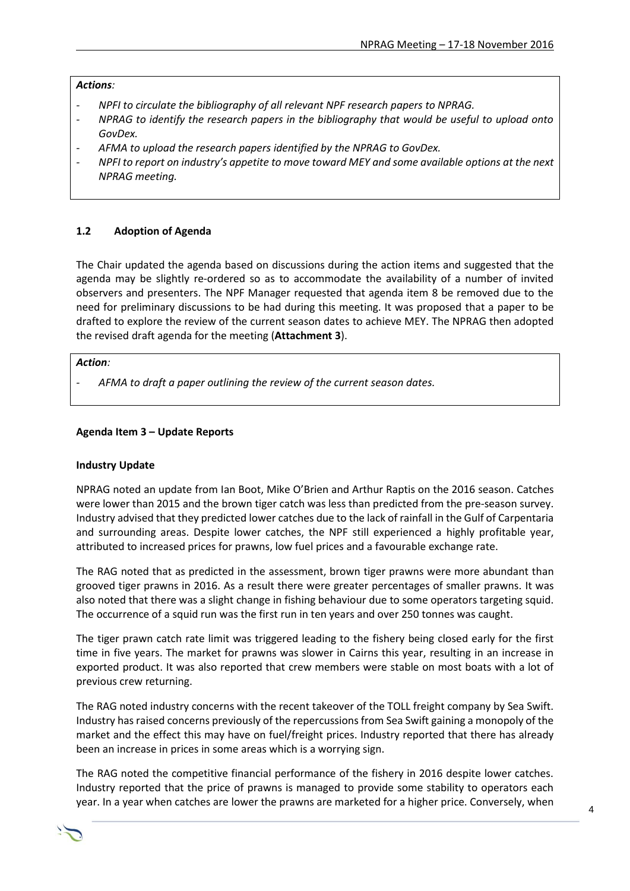***Actions:***

- *NPFI to circulate the bibliography of all relevant NPF research papers to NPRAG.*
- *NPRAG to identify the research papers in the bibliography that would be useful to upload onto GovDex.*
- *AFMA to upload the research papers identified by the NPRAG to GovDex.*
- *NPFI to report on industry's appetite to move toward MEY and some available options at the next NPRAG meeting.*

### 1.2 Adoption of Agenda

The Chair updated the agenda based on discussions during the action items and suggested that the agenda may be slightly re-ordered so as to accommodate the availability of a number of invited observers and presenters. The NPF Manager requested that agenda item 8 be removed due to the need for preliminary discussions to be had during this meeting. It was proposed that a paper to be drafted to explore the review of the current season dates to achieve MEY. The NPRAG then adopted the revised draft agenda for the meeting (**Attachment 3**).

***Action:***

- *AFMA to draft a paper outlining the review of the current season dates.*

## Agenda Item 3 – Update Reports

### Industry Update

NPRAG noted an update from Ian Boot, Mike O'Brien and Arthur Raptis on the 2016 season. Catches were lower than 2015 and the brown tiger catch was less than predicted from the pre-season survey. Industry advised that they predicted lower catches due to the lack of rainfall in the Gulf of Carpentaria and surrounding areas. Despite lower catches, the NPF still experienced a highly profitable year, attributed to increased prices for prawns, low fuel prices and a favourable exchange rate.

The RAG noted that as predicted in the assessment, brown tiger prawns were more abundant than grooved tiger prawns in 2016. As a result there were greater percentages of smaller prawns. It was also noted that there was a slight change in fishing behaviour due to some operators targeting squid. The occurrence of a squid run was the first run in ten years and over 250 tonnes was caught.

The tiger prawn catch rate limit was triggered leading to the fishery being closed early for the first time in five years. The market for prawns was slower in Cairns this year, resulting in an increase in exported product. It was also reported that crew members were stable on most boats with a lot of previous crew returning.

The RAG noted industry concerns with the recent takeover of the TOLL freight company by Sea Swift. Industry has raised concerns previously of the repercussions from Sea Swift gaining a monopoly of the market and the effect this may have on fuel/freight prices. Industry reported that there has already been an increase in prices in some areas which is a worrying sign.

The RAG noted the competitive financial performance of the fishery in 2016 despite lower catches. Industry reported that the price of prawns is managed to provide some stability to operators each year. In a year when catches are lower the prawns are marketed for a higher price. Conversely, when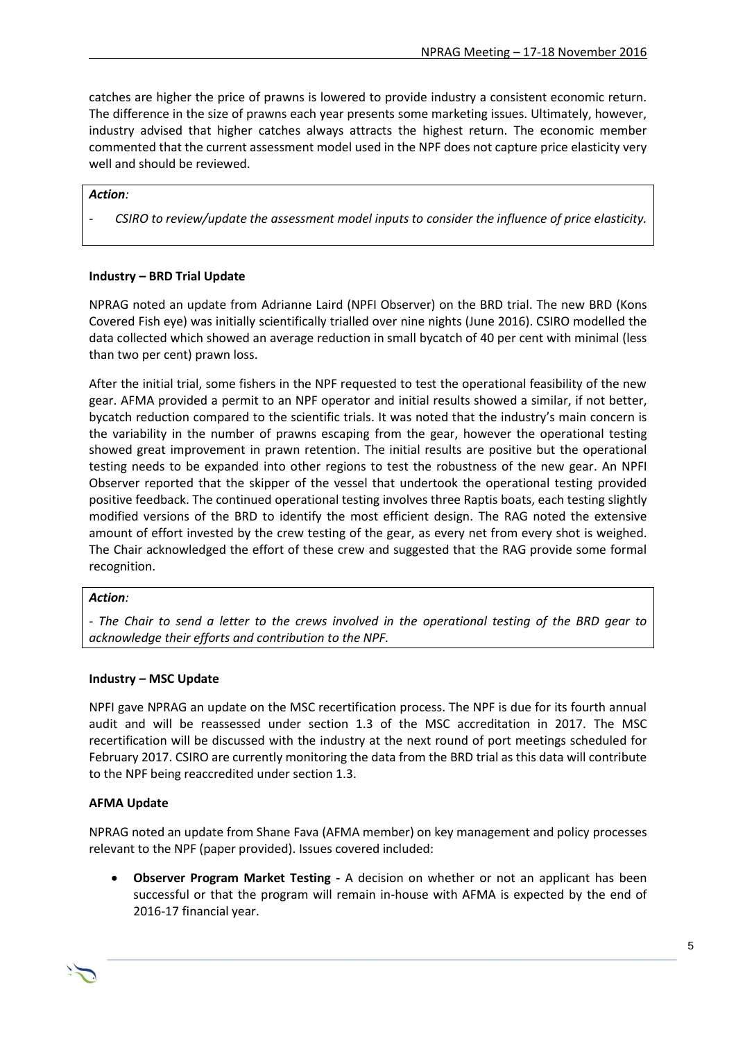catches are higher the price of prawns is lowered to provide industry a consistent economic return. The difference in the size of prawns each year presents some marketing issues. Ultimately, however, industry advised that higher catches always attracts the highest return. The economic member commented that the current assessment model used in the NPF does not capture price elasticity very well and should be reviewed.

***Action:***

- *CSIRO to review/update the assessment model inputs to consider the influence of price elasticity.*

**Industry – BRD Trial Update**

NPRAG noted an update from Adrianne Laird (NPFI Observer) on the BRD trial. The new BRD (Kons Covered Fish eye) was initially scientifically trialled over nine nights (June 2016). CSIRO modelled the data collected which showed an average reduction in small bycatch of 40 per cent with minimal (less than two per cent) prawn loss.

After the initial trial, some fishers in the NPF requested to test the operational feasibility of the new gear. AFMA provided a permit to an NPF operator and initial results showed a similar, if not better, bycatch reduction compared to the scientific trials. It was noted that the industry's main concern is the variability in the number of prawns escaping from the gear, however the operational testing showed great improvement in prawn retention. The initial results are positive but the operational testing needs to be expanded into other regions to test the robustness of the new gear. An NPFI Observer reported that the skipper of the vessel that undertook the operational testing provided positive feedback. The continued operational testing involves three Raptis boats, each testing slightly modified versions of the BRD to identify the most efficient design. The RAG noted the extensive amount of effort invested by the crew testing of the gear, as every net from every shot is weighed. The Chair acknowledged the effort of these crew and suggested that the RAG provide some formal recognition.

***Action:***

*- The Chair to send a letter to the crews involved in the operational testing of the BRD gear to acknowledge their efforts and contribution to the NPF.*

**Industry – MSC Update**

NPFI gave NPRAG an update on the MSC recertification process. The NPF is due for its fourth annual audit and will be reassessed under section 1.3 of the MSC accreditation in 2017. The MSC recertification will be discussed with the industry at the next round of port meetings scheduled for February 2017. CSIRO are currently monitoring the data from the BRD trial as this data will contribute to the NPF being reaccredited under section 1.3.

**AFMA Update**

NPRAG noted an update from Shane Fava (AFMA member) on key management and policy processes relevant to the NPF (paper provided). Issues covered included:

- **Observer Program Market Testing -** A decision on whether or not an applicant has been successful or that the program will remain in-house with AFMA is expected by the end of 2016-17 financial year.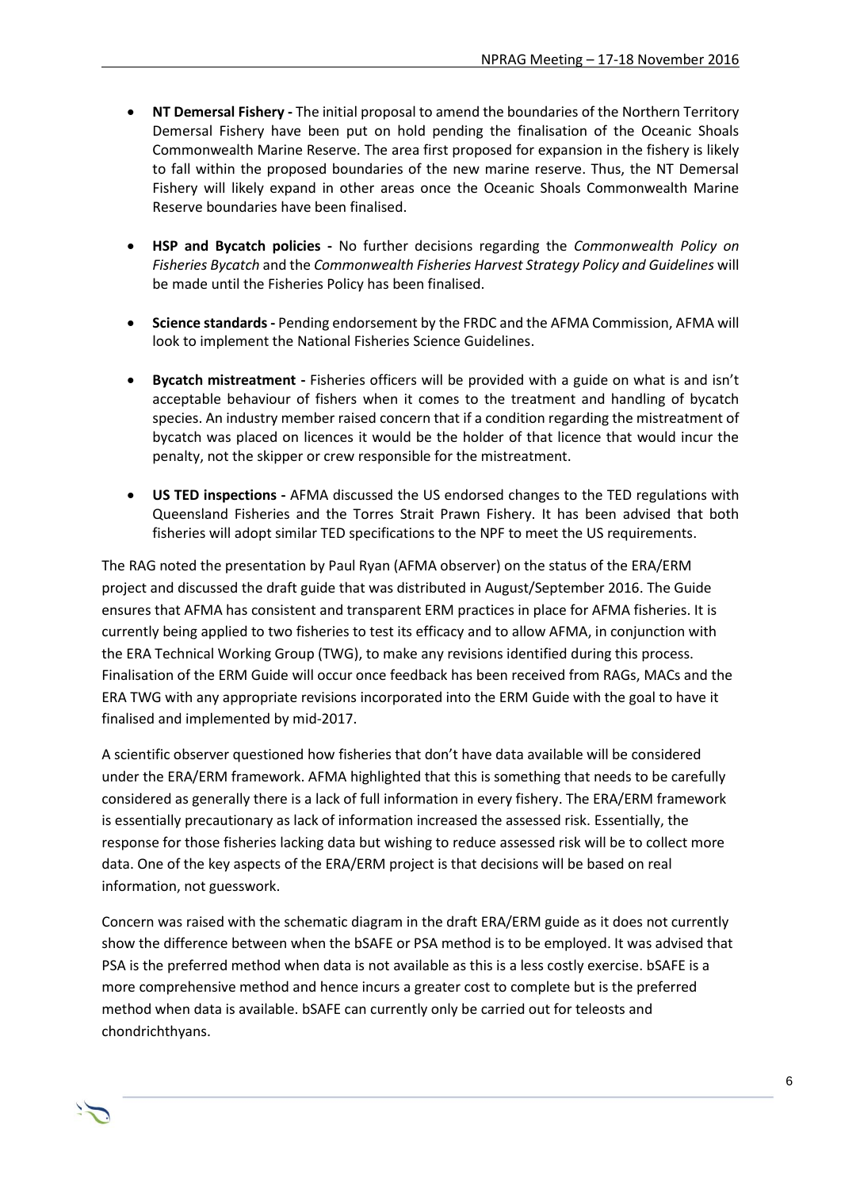- **NT Demersal Fishery -** The initial proposal to amend the boundaries of the Northern Territory Demersal Fishery have been put on hold pending the finalisation of the Oceanic Shoals Commonwealth Marine Reserve. The area first proposed for expansion in the fishery is likely to fall within the proposed boundaries of the new marine reserve. Thus, the NT Demersal Fishery will likely expand in other areas once the Oceanic Shoals Commonwealth Marine Reserve boundaries have been finalised.

- **HSP and Bycatch policies -** No further decisions regarding the *Commonwealth Policy on Fisheries Bycatch* and the *Commonwealth Fisheries Harvest Strategy Policy and Guidelines* will be made until the Fisheries Policy has been finalised.

- **Science standards -** Pending endorsement by the FRDC and the AFMA Commission, AFMA will look to implement the National Fisheries Science Guidelines.

- **Bycatch mistreatment -** Fisheries officers will be provided with a guide on what is and isn't acceptable behaviour of fishers when it comes to the treatment and handling of bycatch species. An industry member raised concern that if a condition regarding the mistreatment of bycatch was placed on licences it would be the holder of that licence that would incur the penalty, not the skipper or crew responsible for the mistreatment.

- **US TED inspections -** AFMA discussed the US endorsed changes to the TED regulations with Queensland Fisheries and the Torres Strait Prawn Fishery. It has been advised that both fisheries will adopt similar TED specifications to the NPF to meet the US requirements.

The RAG noted the presentation by Paul Ryan (AFMA observer) on the status of the ERA/ERM project and discussed the draft guide that was distributed in August/September 2016. The Guide ensures that AFMA has consistent and transparent ERM practices in place for AFMA fisheries. It is currently being applied to two fisheries to test its efficacy and to allow AFMA, in conjunction with the ERA Technical Working Group (TWG), to make any revisions identified during this process. Finalisation of the ERM Guide will occur once feedback has been received from RAGs, MACs and the ERA TWG with any appropriate revisions incorporated into the ERM Guide with the goal to have it finalised and implemented by mid-2017.

A scientific observer questioned how fisheries that don't have data available will be considered under the ERA/ERM framework. AFMA highlighted that this is something that needs to be carefully considered as generally there is a lack of full information in every fishery. The ERA/ERM framework is essentially precautionary as lack of information increased the assessed risk. Essentially, the response for those fisheries lacking data but wishing to reduce assessed risk will be to collect more data. One of the key aspects of the ERA/ERM project is that decisions will be based on real information, not guesswork.

Concern was raised with the schematic diagram in the draft ERA/ERM guide as it does not currently show the difference between when the bSAFE or PSA method is to be employed. It was advised that PSA is the preferred method when data is not available as this is a less costly exercise. bSAFE is a more comprehensive method and hence incurs a greater cost to complete but is the preferred method when data is available. bSAFE can currently only be carried out for teleosts and chondrichthyans.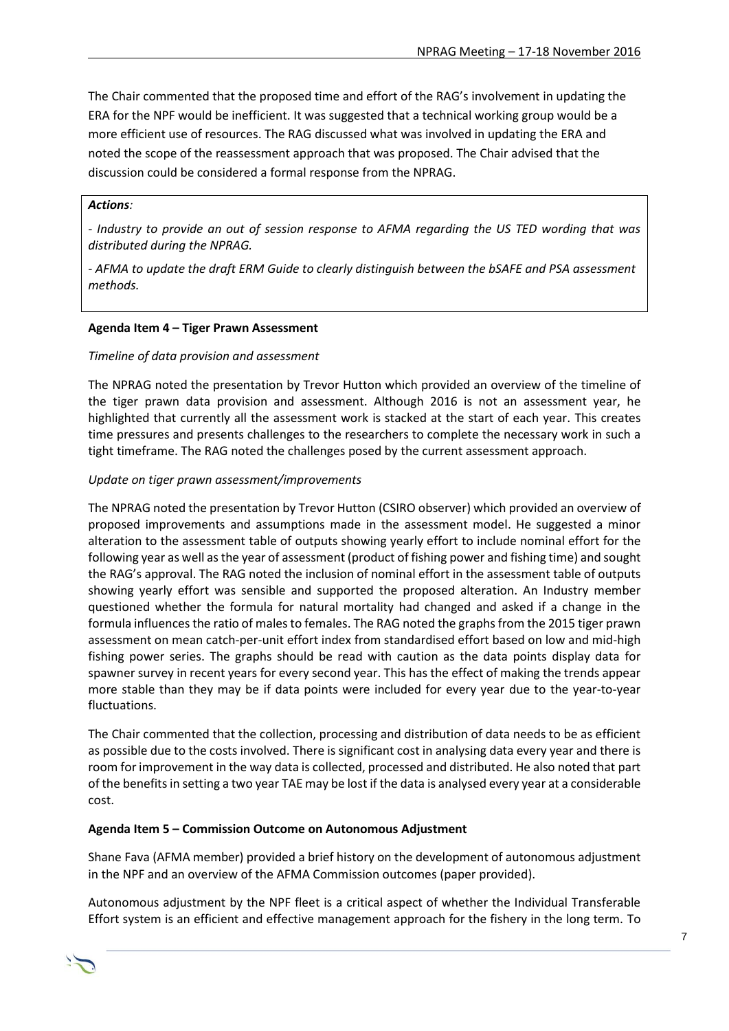The Chair commented that the proposed time and effort of the RAG's involvement in updating the ERA for the NPF would be inefficient. It was suggested that a technical working group would be a more efficient use of resources. The RAG discussed what was involved in updating the ERA and noted the scope of the reassessment approach that was proposed. The Chair advised that the discussion could be considered a formal response from the NPRAG.

> ***Actions:***
>
> *- Industry to provide an out of session response to AFMA regarding the US TED wording that was distributed during the NPRAG.*
>
> *- AFMA to update the draft ERM Guide to clearly distinguish between the bSAFE and PSA assessment methods.*

**Agenda Item 4 – Tiger Prawn Assessment**

*Timeline of data provision and assessment*

The NPRAG noted the presentation by Trevor Hutton which provided an overview of the timeline of the tiger prawn data provision and assessment. Although 2016 is not an assessment year, he highlighted that currently all the assessment work is stacked at the start of each year. This creates time pressures and presents challenges to the researchers to complete the necessary work in such a tight timeframe. The RAG noted the challenges posed by the current assessment approach.

*Update on tiger prawn assessment/improvements*

The NPRAG noted the presentation by Trevor Hutton (CSIRO observer) which provided an overview of proposed improvements and assumptions made in the assessment model. He suggested a minor alteration to the assessment table of outputs showing yearly effort to include nominal effort for the following year as well as the year of assessment (product of fishing power and fishing time) and sought the RAG's approval. The RAG noted the inclusion of nominal effort in the assessment table of outputs showing yearly effort was sensible and supported the proposed alteration. An Industry member questioned whether the formula for natural mortality had changed and asked if a change in the formula influences the ratio of males to females. The RAG noted the graphs from the 2015 tiger prawn assessment on mean catch-per-unit effort index from standardised effort based on low and mid-high fishing power series. The graphs should be read with caution as the data points display data for spawner survey in recent years for every second year. This has the effect of making the trends appear more stable than they may be if data points were included for every year due to the year-to-year fluctuations.

The Chair commented that the collection, processing and distribution of data needs to be as efficient as possible due to the costs involved. There is significant cost in analysing data every year and there is room for improvement in the way data is collected, processed and distributed. He also noted that part of the benefits in setting a two year TAE may be lost if the data is analysed every year at a considerable cost.

**Agenda Item 5 – Commission Outcome on Autonomous Adjustment**

Shane Fava (AFMA member) provided a brief history on the development of autonomous adjustment in the NPF and an overview of the AFMA Commission outcomes (paper provided).

Autonomous adjustment by the NPF fleet is a critical aspect of whether the Individual Transferable Effort system is an efficient and effective management approach for the fishery in the long term. To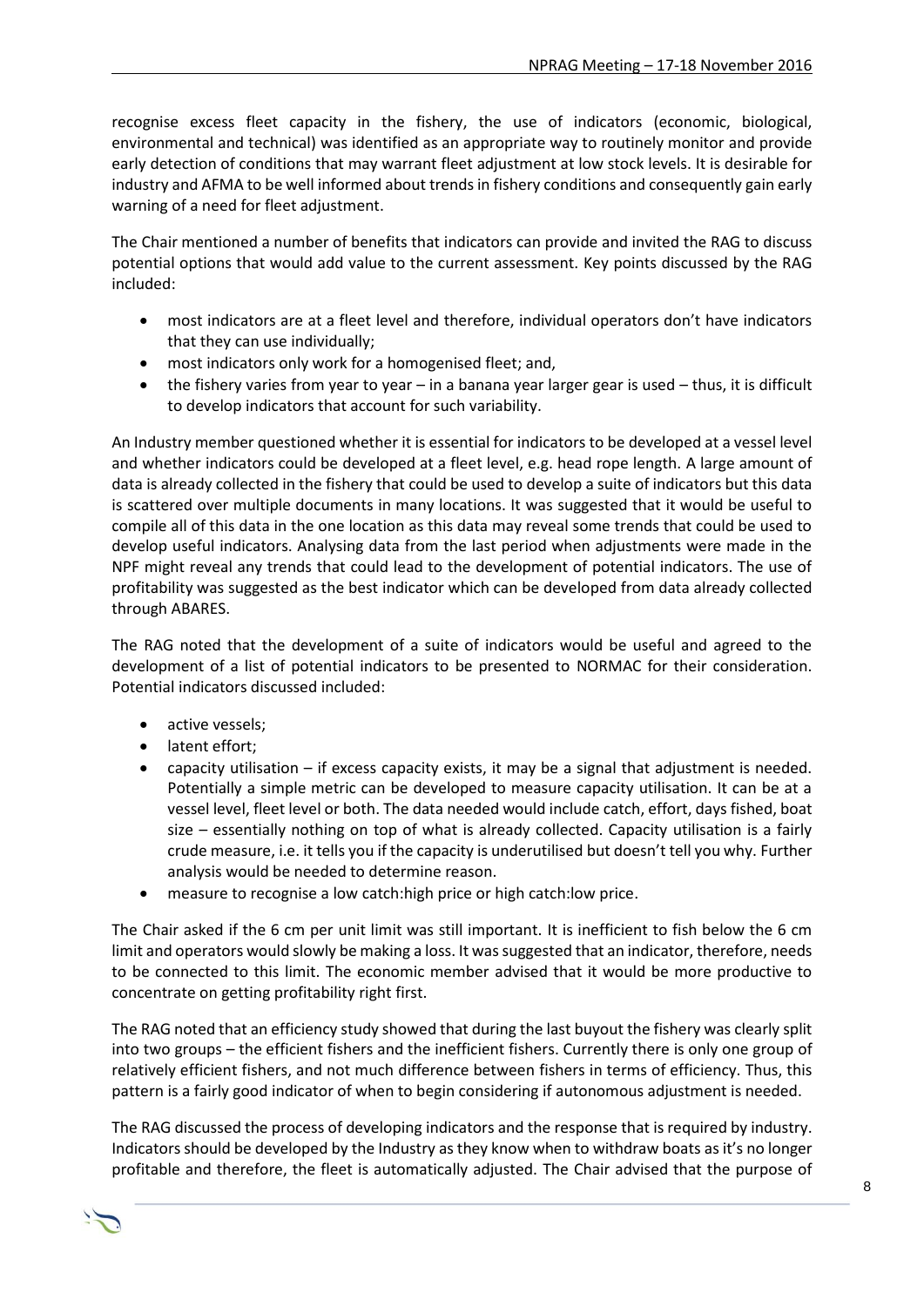recognise excess fleet capacity in the fishery, the use of indicators (economic, biological, environmental and technical) was identified as an appropriate way to routinely monitor and provide early detection of conditions that may warrant fleet adjustment at low stock levels. It is desirable for industry and AFMA to be well informed about trends in fishery conditions and consequently gain early warning of a need for fleet adjustment.

The Chair mentioned a number of benefits that indicators can provide and invited the RAG to discuss potential options that would add value to the current assessment. Key points discussed by the RAG included:

- most indicators are at a fleet level and therefore, individual operators don't have indicators that they can use individually;
- most indicators only work for a homogenised fleet; and,
- the fishery varies from year to year – in a banana year larger gear is used – thus, it is difficult to develop indicators that account for such variability.

An Industry member questioned whether it is essential for indicators to be developed at a vessel level and whether indicators could be developed at a fleet level, e.g. head rope length. A large amount of data is already collected in the fishery that could be used to develop a suite of indicators but this data is scattered over multiple documents in many locations. It was suggested that it would be useful to compile all of this data in the one location as this data may reveal some trends that could be used to develop useful indicators. Analysing data from the last period when adjustments were made in the NPF might reveal any trends that could lead to the development of potential indicators. The use of profitability was suggested as the best indicator which can be developed from data already collected through ABARES.

The RAG noted that the development of a suite of indicators would be useful and agreed to the development of a list of potential indicators to be presented to NORMAC for their consideration. Potential indicators discussed included:

- active vessels;
- latent effort;
- capacity utilisation – if excess capacity exists, it may be a signal that adjustment is needed. Potentially a simple metric can be developed to measure capacity utilisation. It can be at a vessel level, fleet level or both. The data needed would include catch, effort, days fished, boat size – essentially nothing on top of what is already collected. Capacity utilisation is a fairly crude measure, i.e. it tells you if the capacity is underutilised but doesn't tell you why. Further analysis would be needed to determine reason.
- measure to recognise a low catch:high price or high catch:low price.

The Chair asked if the 6 cm per unit limit was still important. It is inefficient to fish below the 6 cm limit and operators would slowly be making a loss. It was suggested that an indicator, therefore, needs to be connected to this limit. The economic member advised that it would be more productive to concentrate on getting profitability right first.

The RAG noted that an efficiency study showed that during the last buyout the fishery was clearly split into two groups – the efficient fishers and the inefficient fishers. Currently there is only one group of relatively efficient fishers, and not much difference between fishers in terms of efficiency. Thus, this pattern is a fairly good indicator of when to begin considering if autonomous adjustment is needed.

The RAG discussed the process of developing indicators and the response that is required by industry. Indicators should be developed by the Industry as they know when to withdraw boats as it's no longer profitable and therefore, the fleet is automatically adjusted. The Chair advised that the purpose of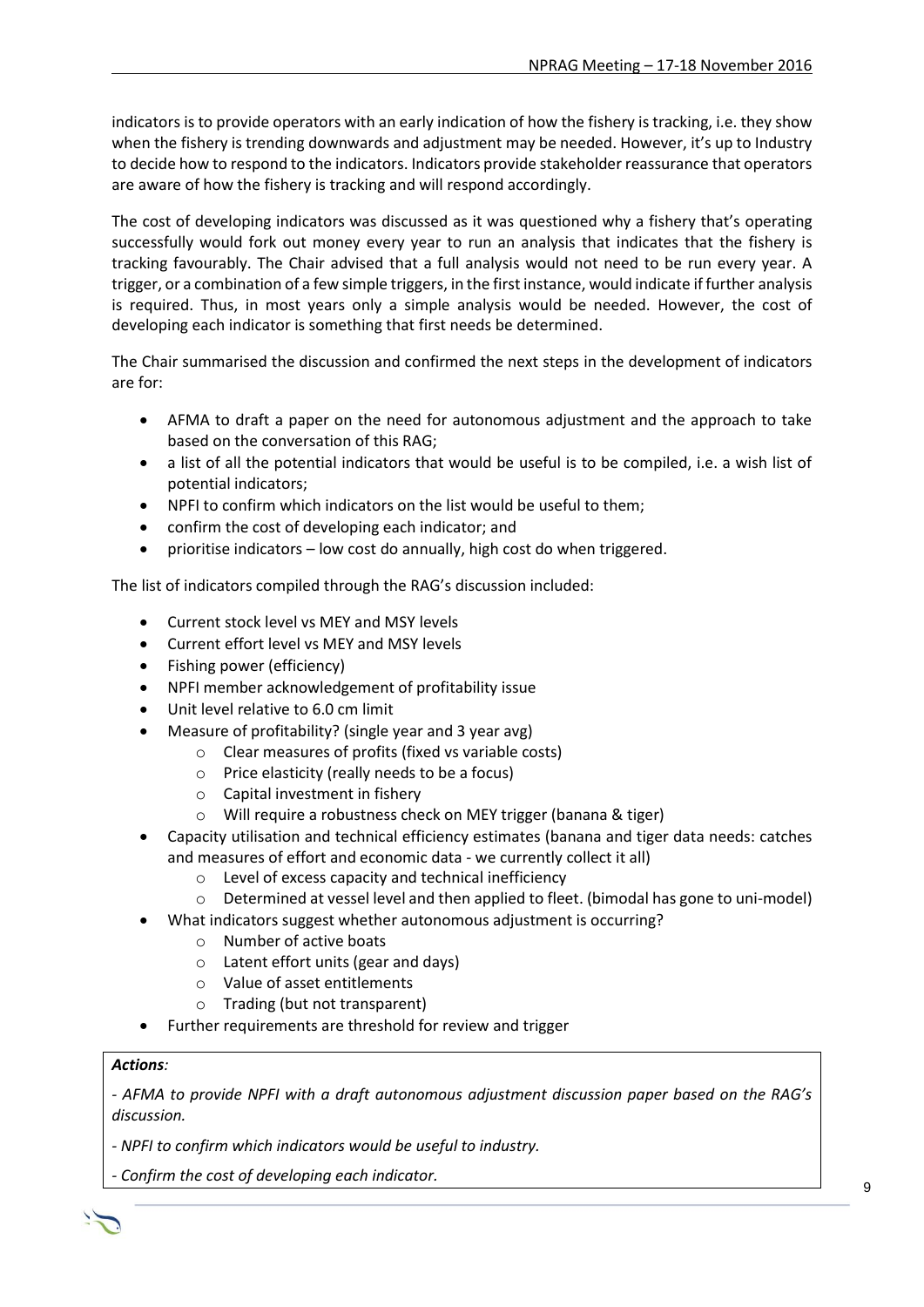indicators is to provide operators with an early indication of how the fishery is tracking, i.e. they show when the fishery is trending downwards and adjustment may be needed. However, it's up to Industry to decide how to respond to the indicators. Indicators provide stakeholder reassurance that operators are aware of how the fishery is tracking and will respond accordingly.

The cost of developing indicators was discussed as it was questioned why a fishery that's operating successfully would fork out money every year to run an analysis that indicates that the fishery is tracking favourably. The Chair advised that a full analysis would not need to be run every year. A trigger, or a combination of a few simple triggers, in the first instance, would indicate if further analysis is required. Thus, in most years only a simple analysis would be needed. However, the cost of developing each indicator is something that first needs be determined.

The Chair summarised the discussion and confirmed the next steps in the development of indicators are for:

- AFMA to draft a paper on the need for autonomous adjustment and the approach to take based on the conversation of this RAG;
- a list of all the potential indicators that would be useful is to be compiled, i.e. a wish list of potential indicators;
- NPFI to confirm which indicators on the list would be useful to them;
- confirm the cost of developing each indicator; and
- prioritise indicators – low cost do annually, high cost do when triggered.

The list of indicators compiled through the RAG's discussion included:

- Current stock level vs MEY and MSY levels
- Current effort level vs MEY and MSY levels
- Fishing power (efficiency)
- NPFI member acknowledgement of profitability issue
- Unit level relative to 6.0 cm limit
- Measure of profitability? (single year and 3 year avg)
    - Clear measures of profits (fixed vs variable costs)
    - Price elasticity (really needs to be a focus)
    - Capital investment in fishery
    - Will require a robustness check on MEY trigger (banana & tiger)
- Capacity utilisation and technical efficiency estimates (banana and tiger data needs: catches and measures of effort and economic data - we currently collect it all)
    - Level of excess capacity and technical inefficiency
    - Determined at vessel level and then applied to fleet. (bimodal has gone to uni-model)
- What indicators suggest whether autonomous adjustment is occurring?
    - Number of active boats
    - Latent effort units (gear and days)
    - Value of asset entitlements
    - Trading (but not transparent)
- Further requirements are threshold for review and trigger

***Actions:***

*- AFMA to provide NPFI with a draft autonomous adjustment discussion paper based on the RAG's discussion.*

*- NPFI to confirm which indicators would be useful to industry.*

*- Confirm the cost of developing each indicator.*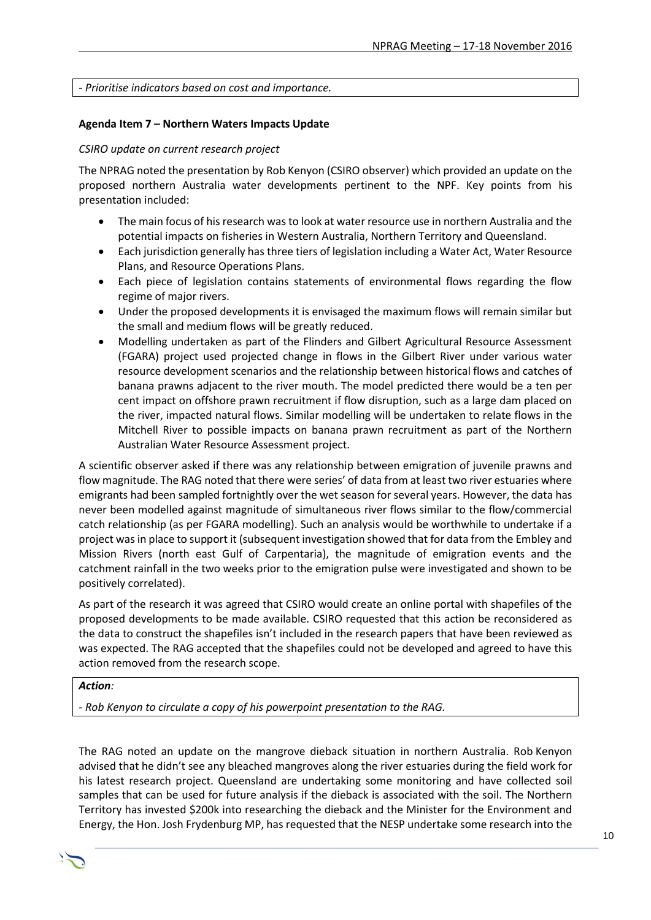- *Prioritise indicators based on cost and importance.*

**Agenda Item 7 – Northern Waters Impacts Update**

*CSIRO update on current research project*

The NPRAG noted the presentation by Rob Kenyon (CSIRO observer) which provided an update on the proposed northern Australia water developments pertinent to the NPF. Key points from his presentation included:

- The main focus of his research was to look at water resource use in northern Australia and the potential impacts on fisheries in Western Australia, Northern Territory and Queensland.
- Each jurisdiction generally has three tiers of legislation including a Water Act, Water Resource Plans, and Resource Operations Plans.
- Each piece of legislation contains statements of environmental flows regarding the flow regime of major rivers.
- Under the proposed developments it is envisaged the maximum flows will remain similar but the small and medium flows will be greatly reduced.
- Modelling undertaken as part of the Flinders and Gilbert Agricultural Resource Assessment (FGARA) project used projected change in flows in the Gilbert River under various water resource development scenarios and the relationship between historical flows and catches of banana prawns adjacent to the river mouth. The model predicted there would be a ten per cent impact on offshore prawn recruitment if flow disruption, such as a large dam placed on the river, impacted natural flows. Similar modelling will be undertaken to relate flows in the Mitchell River to possible impacts on banana prawn recruitment as part of the Northern Australian Water Resource Assessment project.

A scientific observer asked if there was any relationship between emigration of juvenile prawns and flow magnitude. The RAG noted that there were series' of data from at least two river estuaries where emigrants had been sampled fortnightly over the wet season for several years. However, the data has never been modelled against magnitude of simultaneous river flows similar to the flow/commercial catch relationship (as per FGARA modelling). Such an analysis would be worthwhile to undertake if a project was in place to support it (subsequent investigation showed that for data from the Embley and Mission Rivers (north east Gulf of Carpentaria), the magnitude of emigration events and the catchment rainfall in the two weeks prior to the emigration pulse were investigated and shown to be positively correlated).

As part of the research it was agreed that CSIRO would create an online portal with shapefiles of the proposed developments to be made available. CSIRO requested that this action be reconsidered as the data to construct the shapefiles isn't included in the research papers that have been reviewed as was expected. The RAG accepted that the shapefiles could not be developed and agreed to have this action removed from the research scope.

***Action:***

*- Rob Kenyon to circulate a copy of his powerpoint presentation to the RAG.*

The RAG noted an update on the mangrove dieback situation in northern Australia. Rob Kenyon advised that he didn't see any bleached mangroves along the river estuaries during the field work for his latest research project. Queensland are undertaking some monitoring and have collected soil samples that can be used for future analysis if the dieback is associated with the soil. The Northern Territory has invested $200k into researching the dieback and the Minister for the Environment and Energy, the Hon. Josh Frydenburg MP, has requested that the NESP undertake some research into the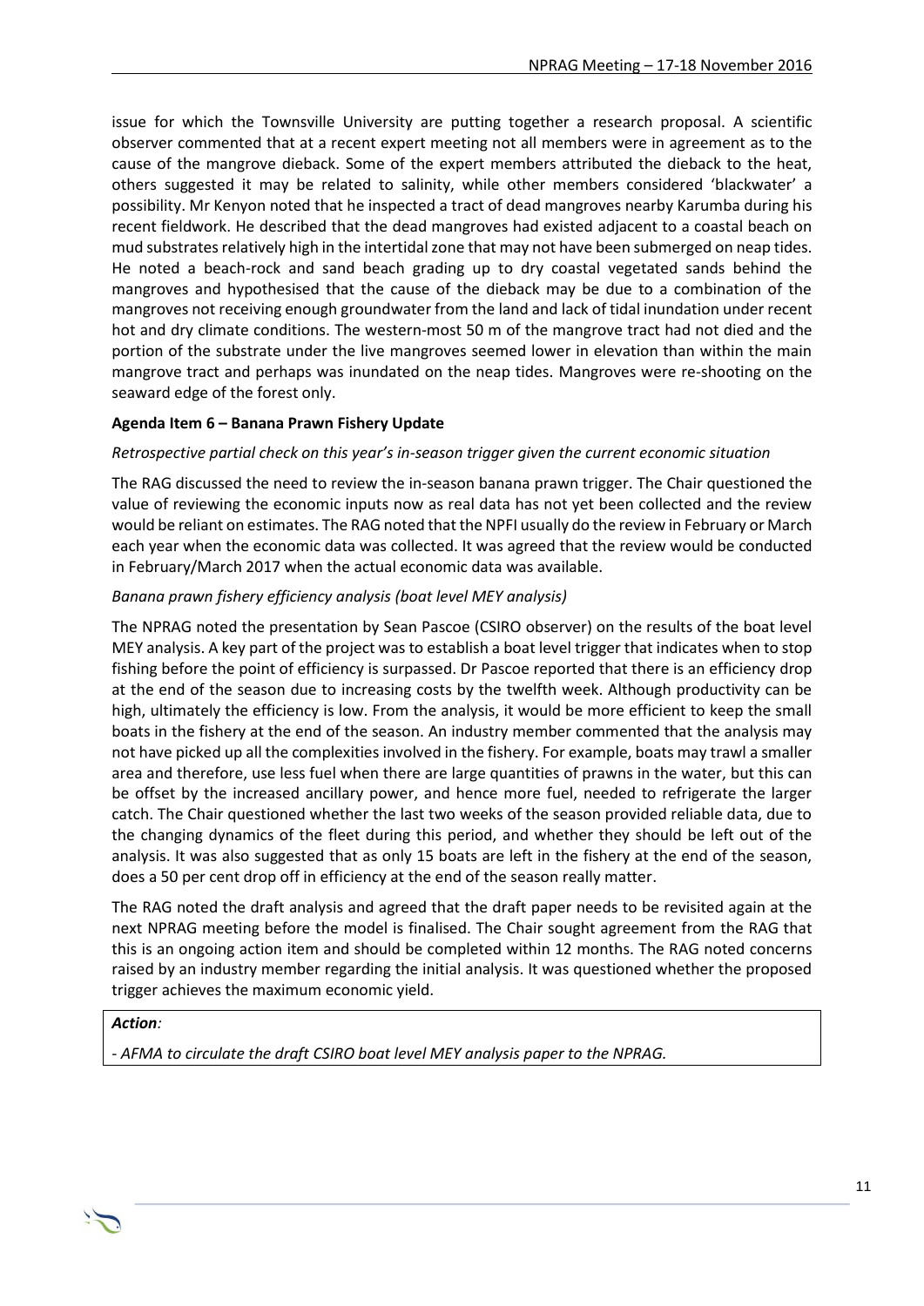issue for which the Townsville University are putting together a research proposal. A scientific observer commented that at a recent expert meeting not all members were in agreement as to the cause of the mangrove dieback. Some of the expert members attributed the dieback to the heat, others suggested it may be related to salinity, while other members considered 'blackwater' a possibility. Mr Kenyon noted that he inspected a tract of dead mangroves nearby Karumba during his recent fieldwork. He described that the dead mangroves had existed adjacent to a coastal beach on mud substrates relatively high in the intertidal zone that may not have been submerged on neap tides. He noted a beach-rock and sand beach grading up to dry coastal vegetated sands behind the mangroves and hypothesised that the cause of the dieback may be due to a combination of the mangroves not receiving enough groundwater from the land and lack of tidal inundation under recent hot and dry climate conditions. The western-most 50 m of the mangrove tract had not died and the portion of the substrate under the live mangroves seemed lower in elevation than within the main mangrove tract and perhaps was inundated on the neap tides. Mangroves were re-shooting on the seaward edge of the forest only.

**Agenda Item 6 – Banana Prawn Fishery Update**

*Retrospective partial check on this year's in-season trigger given the current economic situation*

The RAG discussed the need to review the in-season banana prawn trigger. The Chair questioned the value of reviewing the economic inputs now as real data has not yet been collected and the review would be reliant on estimates. The RAG noted that the NPFI usually do the review in February or March each year when the economic data was collected. It was agreed that the review would be conducted in February/March 2017 when the actual economic data was available.

*Banana prawn fishery efficiency analysis (boat level MEY analysis)*

The NPRAG noted the presentation by Sean Pascoe (CSIRO observer) on the results of the boat level MEY analysis. A key part of the project was to establish a boat level trigger that indicates when to stop fishing before the point of efficiency is surpassed. Dr Pascoe reported that there is an efficiency drop at the end of the season due to increasing costs by the twelfth week. Although productivity can be high, ultimately the efficiency is low. From the analysis, it would be more efficient to keep the small boats in the fishery at the end of the season. An industry member commented that the analysis may not have picked up all the complexities involved in the fishery. For example, boats may trawl a smaller area and therefore, use less fuel when there are large quantities of prawns in the water, but this can be offset by the increased ancillary power, and hence more fuel, needed to refrigerate the larger catch. The Chair questioned whether the last two weeks of the season provided reliable data, due to the changing dynamics of the fleet during this period, and whether they should be left out of the analysis. It was also suggested that as only 15 boats are left in the fishery at the end of the season, does a 50 per cent drop off in efficiency at the end of the season really matter.

The RAG noted the draft analysis and agreed that the draft paper needs to be revisited again at the next NPRAG meeting before the model is finalised. The Chair sought agreement from the RAG that this is an ongoing action item and should be completed within 12 months. The RAG noted concerns raised by an industry member regarding the initial analysis. It was questioned whether the proposed trigger achieves the maximum economic yield.

***Action:***

*- AFMA to circulate the draft CSIRO boat level MEY analysis paper to the NPRAG.*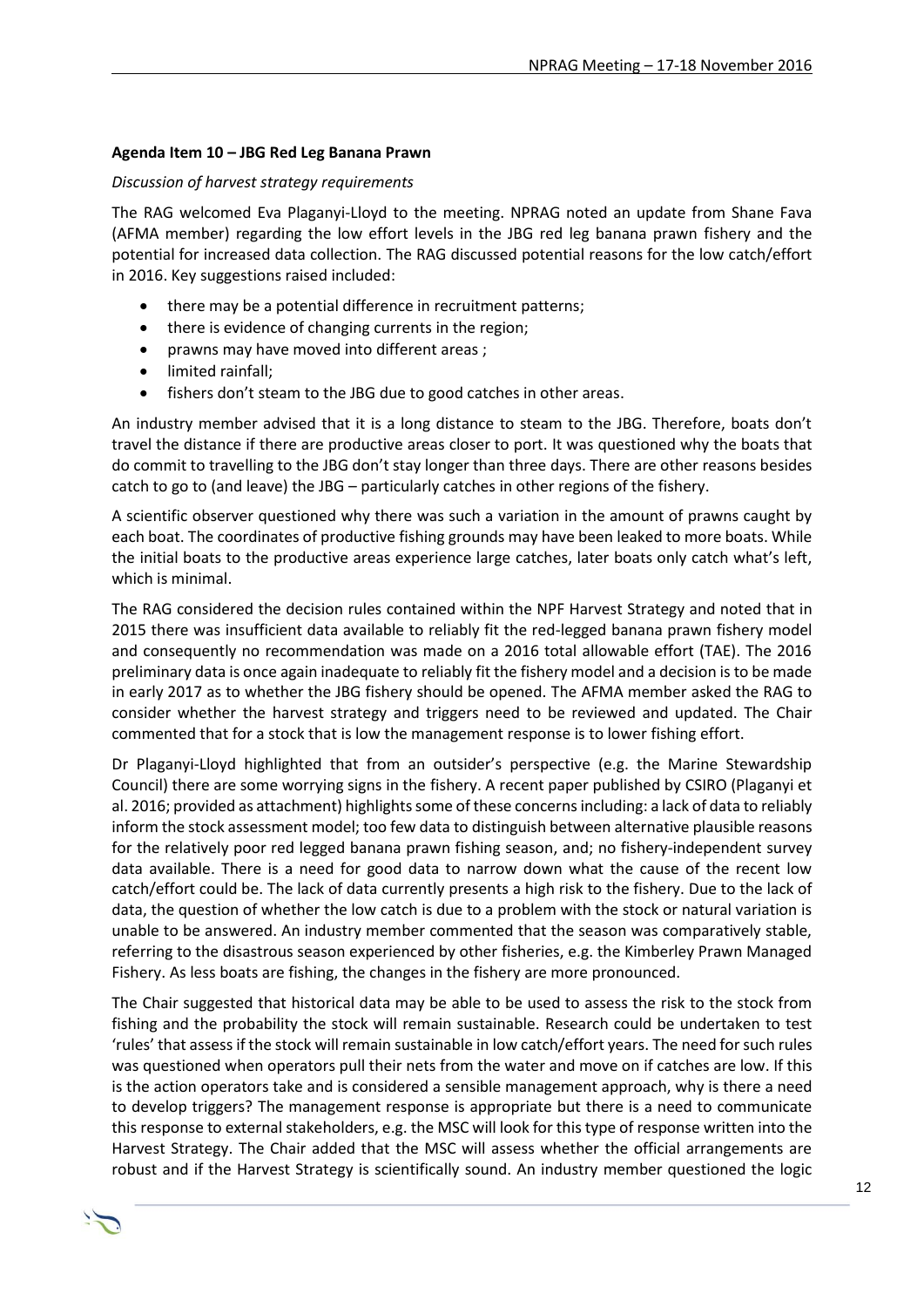**Agenda Item 10 – JBG Red Leg Banana Prawn**

*Discussion of harvest strategy requirements*

The RAG welcomed Eva Plaganyi-Lloyd to the meeting. NPRAG noted an update from Shane Fava (AFMA member) regarding the low effort levels in the JBG red leg banana prawn fishery and the potential for increased data collection. The RAG discussed potential reasons for the low catch/effort in 2016. Key suggestions raised included:

- there may be a potential difference in recruitment patterns;
- there is evidence of changing currents in the region;
- prawns may have moved into different areas ;
- limited rainfall;
- fishers don't steam to the JBG due to good catches in other areas.

An industry member advised that it is a long distance to steam to the JBG. Therefore, boats don't travel the distance if there are productive areas closer to port. It was questioned why the boats that do commit to travelling to the JBG don't stay longer than three days. There are other reasons besides catch to go to (and leave) the JBG – particularly catches in other regions of the fishery.

A scientific observer questioned why there was such a variation in the amount of prawns caught by each boat. The coordinates of productive fishing grounds may have been leaked to more boats. While the initial boats to the productive areas experience large catches, later boats only catch what's left, which is minimal.

The RAG considered the decision rules contained within the NPF Harvest Strategy and noted that in 2015 there was insufficient data available to reliably fit the red-legged banana prawn fishery model and consequently no recommendation was made on a 2016 total allowable effort (TAE). The 2016 preliminary data is once again inadequate to reliably fit the fishery model and a decision is to be made in early 2017 as to whether the JBG fishery should be opened. The AFMA member asked the RAG to consider whether the harvest strategy and triggers need to be reviewed and updated. The Chair commented that for a stock that is low the management response is to lower fishing effort.

Dr Plaganyi-Lloyd highlighted that from an outsider's perspective (e.g. the Marine Stewardship Council) there are some worrying signs in the fishery. A recent paper published by CSIRO (Plaganyi et al. 2016; provided as attachment) highlights some of these concerns including: a lack of data to reliably inform the stock assessment model; too few data to distinguish between alternative plausible reasons for the relatively poor red legged banana prawn fishing season, and; no fishery-independent survey data available. There is a need for good data to narrow down what the cause of the recent low catch/effort could be. The lack of data currently presents a high risk to the fishery. Due to the lack of data, the question of whether the low catch is due to a problem with the stock or natural variation is unable to be answered. An industry member commented that the season was comparatively stable, referring to the disastrous season experienced by other fisheries, e.g. the Kimberley Prawn Managed Fishery. As less boats are fishing, the changes in the fishery are more pronounced.

The Chair suggested that historical data may be able to be used to assess the risk to the stock from fishing and the probability the stock will remain sustainable. Research could be undertaken to test 'rules' that assess if the stock will remain sustainable in low catch/effort years. The need for such rules was questioned when operators pull their nets from the water and move on if catches are low. If this is the action operators take and is considered a sensible management approach, why is there a need to develop triggers? The management response is appropriate but there is a need to communicate this response to external stakeholders, e.g. the MSC will look for this type of response written into the Harvest Strategy. The Chair added that the MSC will assess whether the official arrangements are robust and if the Harvest Strategy is scientifically sound. An industry member questioned the logic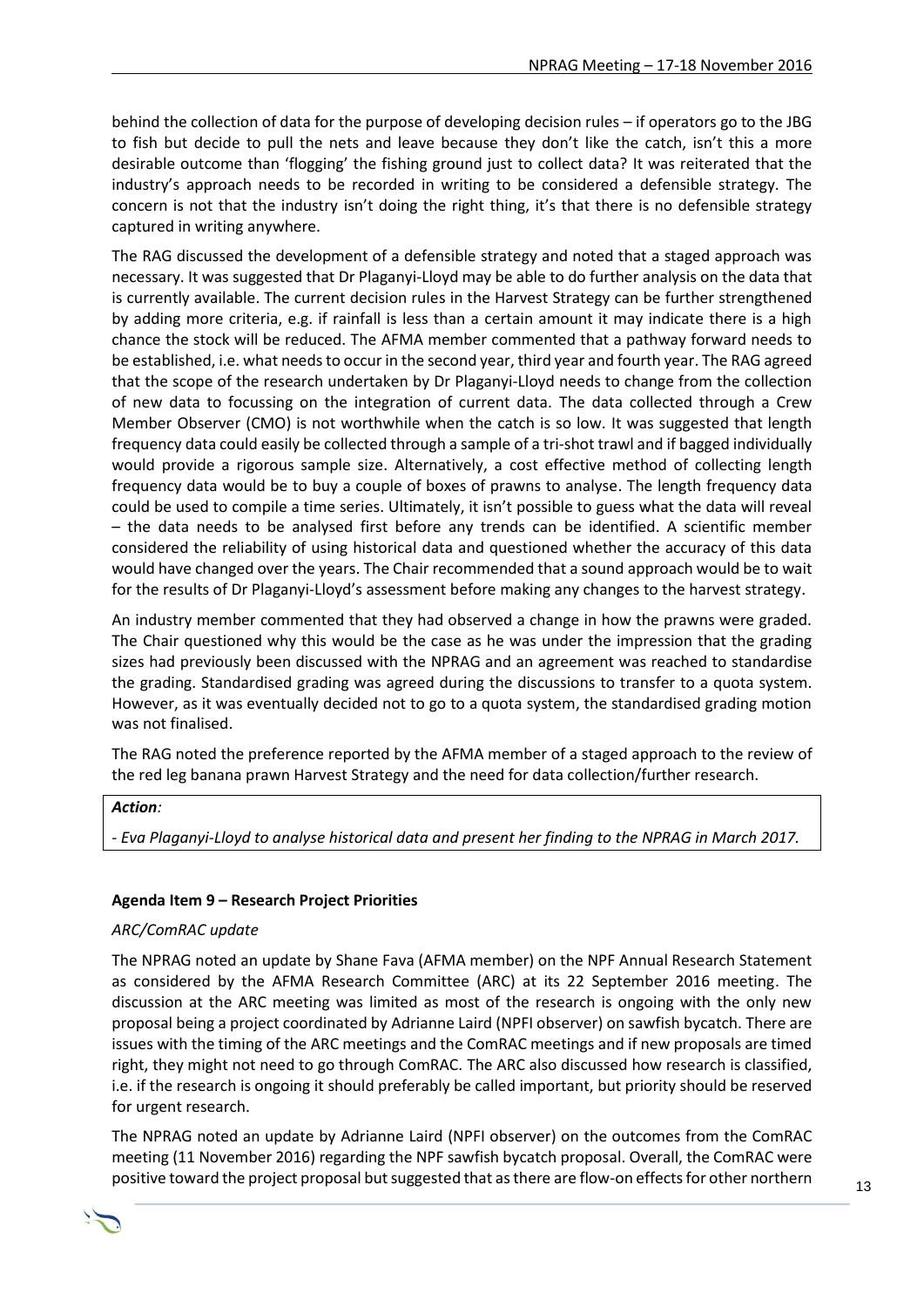behind the collection of data for the purpose of developing decision rules – if operators go to the JBG to fish but decide to pull the nets and leave because they don't like the catch, isn't this a more desirable outcome than 'flogging' the fishing ground just to collect data? It was reiterated that the industry's approach needs to be recorded in writing to be considered a defensible strategy. The concern is not that the industry isn't doing the right thing, it's that there is no defensible strategy captured in writing anywhere.

The RAG discussed the development of a defensible strategy and noted that a staged approach was necessary. It was suggested that Dr Plaganyi-Lloyd may be able to do further analysis on the data that is currently available. The current decision rules in the Harvest Strategy can be further strengthened by adding more criteria, e.g. if rainfall is less than a certain amount it may indicate there is a high chance the stock will be reduced. The AFMA member commented that a pathway forward needs to be established, i.e. what needs to occur in the second year, third year and fourth year. The RAG agreed that the scope of the research undertaken by Dr Plaganyi-Lloyd needs to change from the collection of new data to focussing on the integration of current data. The data collected through a Crew Member Observer (CMO) is not worthwhile when the catch is so low. It was suggested that length frequency data could easily be collected through a sample of a tri-shot trawl and if bagged individually would provide a rigorous sample size. Alternatively, a cost effective method of collecting length frequency data would be to buy a couple of boxes of prawns to analyse. The length frequency data could be used to compile a time series. Ultimately, it isn't possible to guess what the data will reveal – the data needs to be analysed first before any trends can be identified. A scientific member considered the reliability of using historical data and questioned whether the accuracy of this data would have changed over the years. The Chair recommended that a sound approach would be to wait for the results of Dr Plaganyi-Lloyd's assessment before making any changes to the harvest strategy.

An industry member commented that they had observed a change in how the prawns were graded. The Chair questioned why this would be the case as he was under the impression that the grading sizes had previously been discussed with the NPRAG and an agreement was reached to standardise the grading. Standardised grading was agreed during the discussions to transfer to a quota system. However, as it was eventually decided not to go to a quota system, the standardised grading motion was not finalised.

The RAG noted the preference reported by the AFMA member of a staged approach to the review of the red leg banana prawn Harvest Strategy and the need for data collection/further research.

***Action:***

*- Eva Plaganyi-Lloyd to analyse historical data and present her finding to the NPRAG in March 2017.*

**Agenda Item 9 – Research Project Priorities**

*ARC/ComRAC update*

The NPRAG noted an update by Shane Fava (AFMA member) on the NPF Annual Research Statement as considered by the AFMA Research Committee (ARC) at its 22 September 2016 meeting. The discussion at the ARC meeting was limited as most of the research is ongoing with the only new proposal being a project coordinated by Adrianne Laird (NPFI observer) on sawfish bycatch. There are issues with the timing of the ARC meetings and the ComRAC meetings and if new proposals are timed right, they might not need to go through ComRAC. The ARC also discussed how research is classified, i.e. if the research is ongoing it should preferably be called important, but priority should be reserved for urgent research.

The NPRAG noted an update by Adrianne Laird (NPFI observer) on the outcomes from the ComRAC meeting (11 November 2016) regarding the NPF sawfish bycatch proposal. Overall, the ComRAC were positive toward the project proposal but suggested that as there are flow-on effects for other northern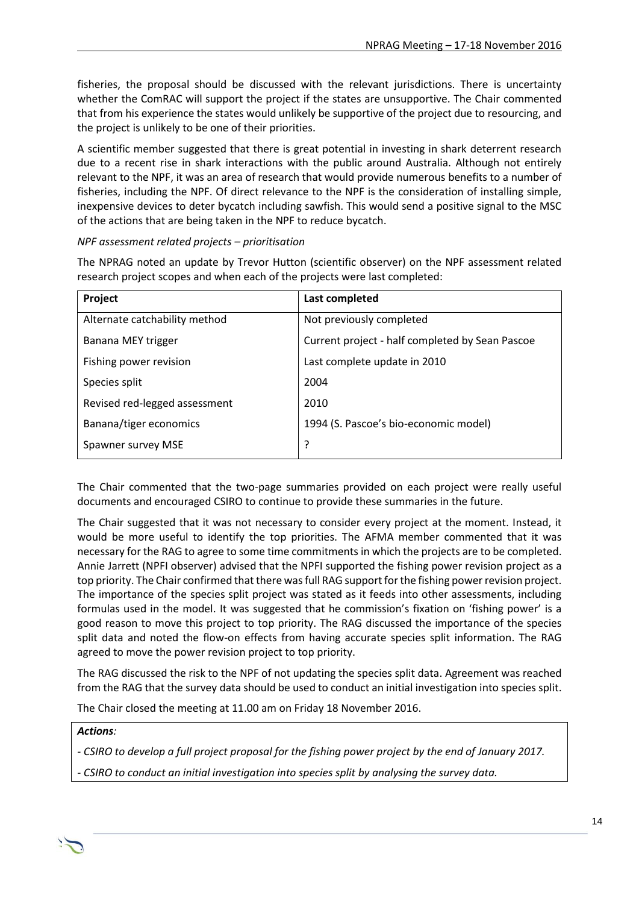fisheries, the proposal should be discussed with the relevant jurisdictions. There is uncertainty whether the ComRAC will support the project if the states are unsupportive. The Chair commented that from his experience the states would unlikely be supportive of the project due to resourcing, and the project is unlikely to be one of their priorities.

A scientific member suggested that there is great potential in investing in shark deterrent research due to a recent rise in shark interactions with the public around Australia. Although not entirely relevant to the NPF, it was an area of research that would provide numerous benefits to a number of fisheries, including the NPF. Of direct relevance to the NPF is the consideration of installing simple, inexpensive devices to deter bycatch including sawfish. This would send a positive signal to the MSC of the actions that are being taken in the NPF to reduce bycatch.

*NPF assessment related projects – prioritisation*

The NPRAG noted an update by Trevor Hutton (scientific observer) on the NPF assessment related research project scopes and when each of the projects were last completed:

| Project | Last completed |
|---|---|
| Alternate catchability method | Not previously completed |
| Banana MEY trigger | Current project - half completed by Sean Pascoe |
| Fishing power revision | Last complete update in 2010 |
| Species split | 2004 |
| Revised red-legged assessment | 2010 |
| Banana/tiger economics | 1994 (S. Pascoe's bio-economic model) |
| Spawner survey MSE | ? |

The Chair commented that the two-page summaries provided on each project were really useful documents and encouraged CSIRO to continue to provide these summaries in the future.

The Chair suggested that it was not necessary to consider every project at the moment. Instead, it would be more useful to identify the top priorities. The AFMA member commented that it was necessary for the RAG to agree to some time commitments in which the projects are to be completed. Annie Jarrett (NPFI observer) advised that the NPFI supported the fishing power revision project as a top priority. The Chair confirmed that there was full RAG support for the fishing power revision project. The importance of the species split project was stated as it feeds into other assessments, including formulas used in the model. It was suggested that he commission's fixation on 'fishing power' is a good reason to move this project to top priority. The RAG discussed the importance of the species split data and noted the flow-on effects from having accurate species split information. The RAG agreed to move the power revision project to top priority.

The RAG discussed the risk to the NPF of not updating the species split data. Agreement was reached from the RAG that the survey data should be used to conduct an initial investigation into species split.

The Chair closed the meeting at 11.00 am on Friday 18 November 2016.

***Actions:***

*- CSIRO to develop a full project proposal for the fishing power project by the end of January 2017.*

*- CSIRO to conduct an initial investigation into species split by analysing the survey data.*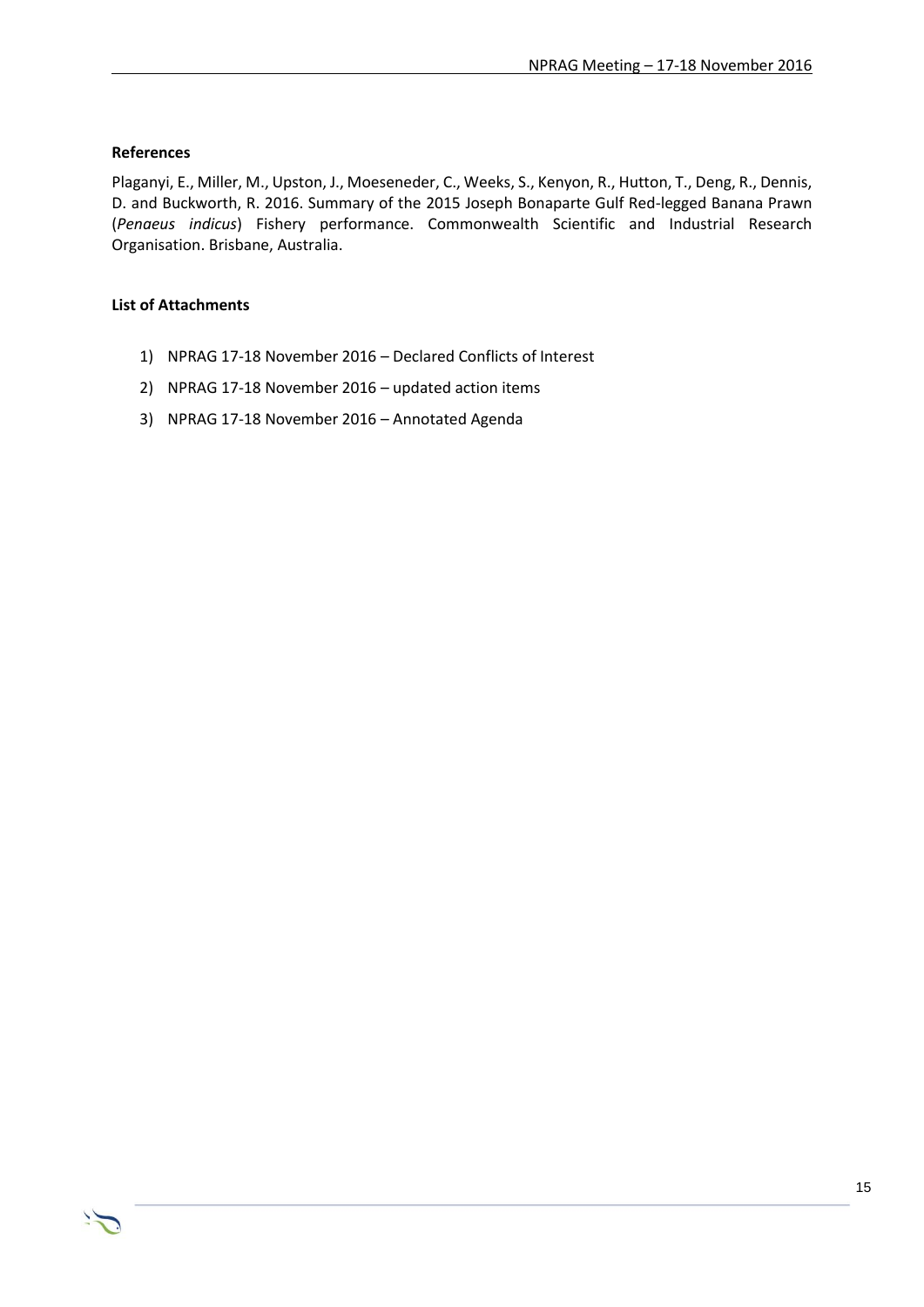**References**

Plaganyi, E., Miller, M., Upston, J., Moeseneder, C., Weeks, S., Kenyon, R., Hutton, T., Deng, R., Dennis, D. and Buckworth, R. 2016. Summary of the 2015 Joseph Bonaparte Gulf Red-legged Banana Prawn (*Penaeus indicus*) Fishery performance. Commonwealth Scientific and Industrial Research Organisation. Brisbane, Australia.

**List of Attachments**

1) NPRAG 17-18 November 2016 – Declared Conflicts of Interest
2) NPRAG 17-18 November 2016 – updated action items
3) NPRAG 17-18 November 2016 – Annotated Agenda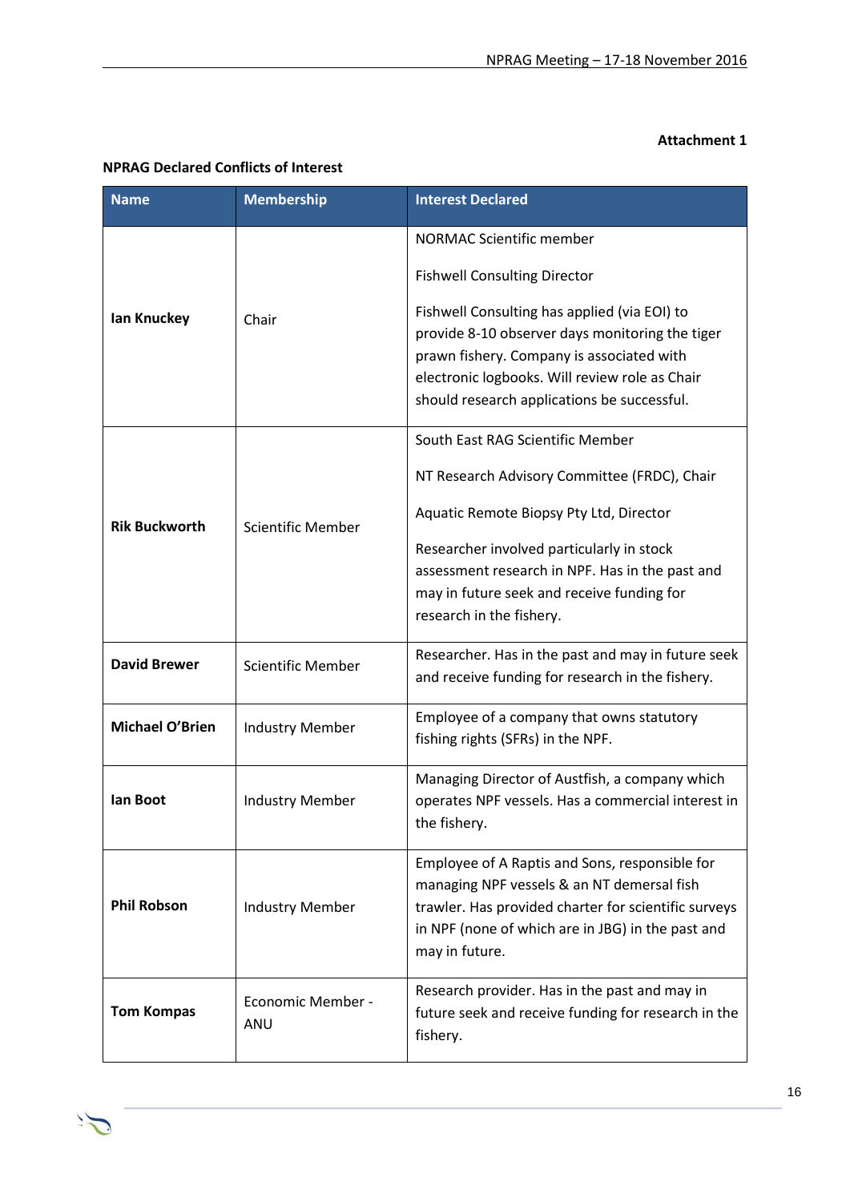**Attachment 1**

**NPRAG Declared Conflicts of Interest**

| Name | Membership | Interest Declared |
|---|---|---|
| **Ian Knuckey** | Chair | NORMAC Scientific member<br><br>Fishwell Consulting Director<br><br>Fishwell Consulting has applied (via EOI) to provide 8-10 observer days monitoring the tiger prawn fishery. Company is associated with electronic logbooks. Will review role as Chair should research applications be successful. |
| **Rik Buckworth** | Scientific Member | South East RAG Scientific Member<br><br>NT Research Advisory Committee (FRDC), Chair<br><br>Aquatic Remote Biopsy Pty Ltd, Director<br><br>Researcher involved particularly in stock assessment research in NPF. Has in the past and may in future seek and receive funding for research in the fishery. |
| **David Brewer** | Scientific Member | Researcher. Has in the past and may in future seek and receive funding for research in the fishery. |
| **Michael O'Brien** | Industry Member | Employee of a company that owns statutory fishing rights (SFRs) in the NPF. |
| **Ian Boot** | Industry Member | Managing Director of Austfish, a company which operates NPF vessels. Has a commercial interest in the fishery. |
| **Phil Robson** | Industry Member | Employee of A Raptis and Sons, responsible for managing NPF vessels & an NT demersal fish trawler. Has provided charter for scientific surveys in NPF (none of which are in JBG) in the past and may in future. |
| **Tom Kompas** | Economic Member - ANU | Research provider. Has in the past and may in future seek and receive funding for research in the fishery. |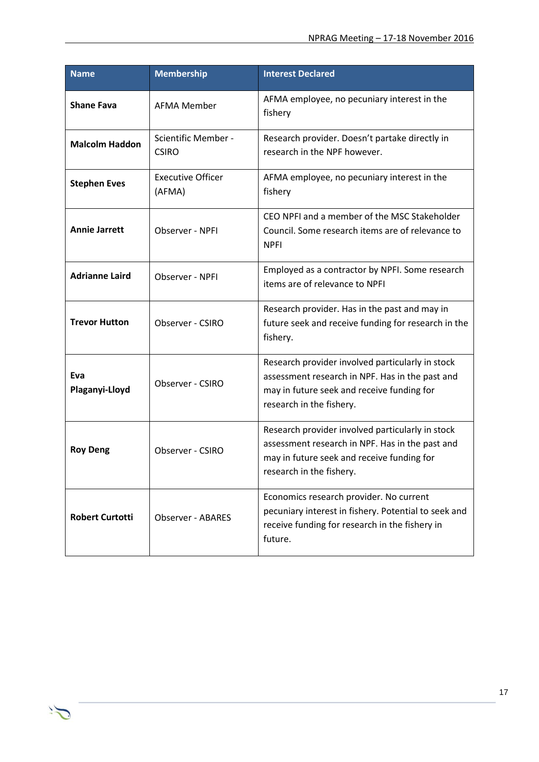| Name | Membership | Interest Declared |
| --- | --- | --- |
| **Shane Fava** | AFMA Member | AFMA employee, no pecuniary interest in the fishery |
| **Malcolm Haddon** | Scientific Member - CSIRO | Research provider. Doesn't partake directly in research in the NPF however. |
| **Stephen Eves** | Executive Officer (AFMA) | AFMA employee, no pecuniary interest in the fishery |
| **Annie Jarrett** | Observer - NPFI | CEO NPFI and a member of the MSC Stakeholder Council. Some research items are of relevance to NPFI |
| **Adrianne Laird** | Observer - NPFI | Employed as a contractor by NPFI. Some research items are of relevance to NPFI |
| **Trevor Hutton** | Observer - CSIRO | Research provider. Has in the past and may in future seek and receive funding for research in the fishery. |
| **Eva Plaganyi-Lloyd** | Observer - CSIRO | Research provider involved particularly in stock assessment research in NPF. Has in the past and may in future seek and receive funding for research in the fishery. |
| **Roy Deng** | Observer - CSIRO | Research provider involved particularly in stock assessment research in NPF. Has in the past and may in future seek and receive funding for research in the fishery. |
| **Robert Curtotti** | Observer - ABARES | Economics research provider. No current pecuniary interest in fishery. Potential to seek and receive funding for research in the fishery in future. |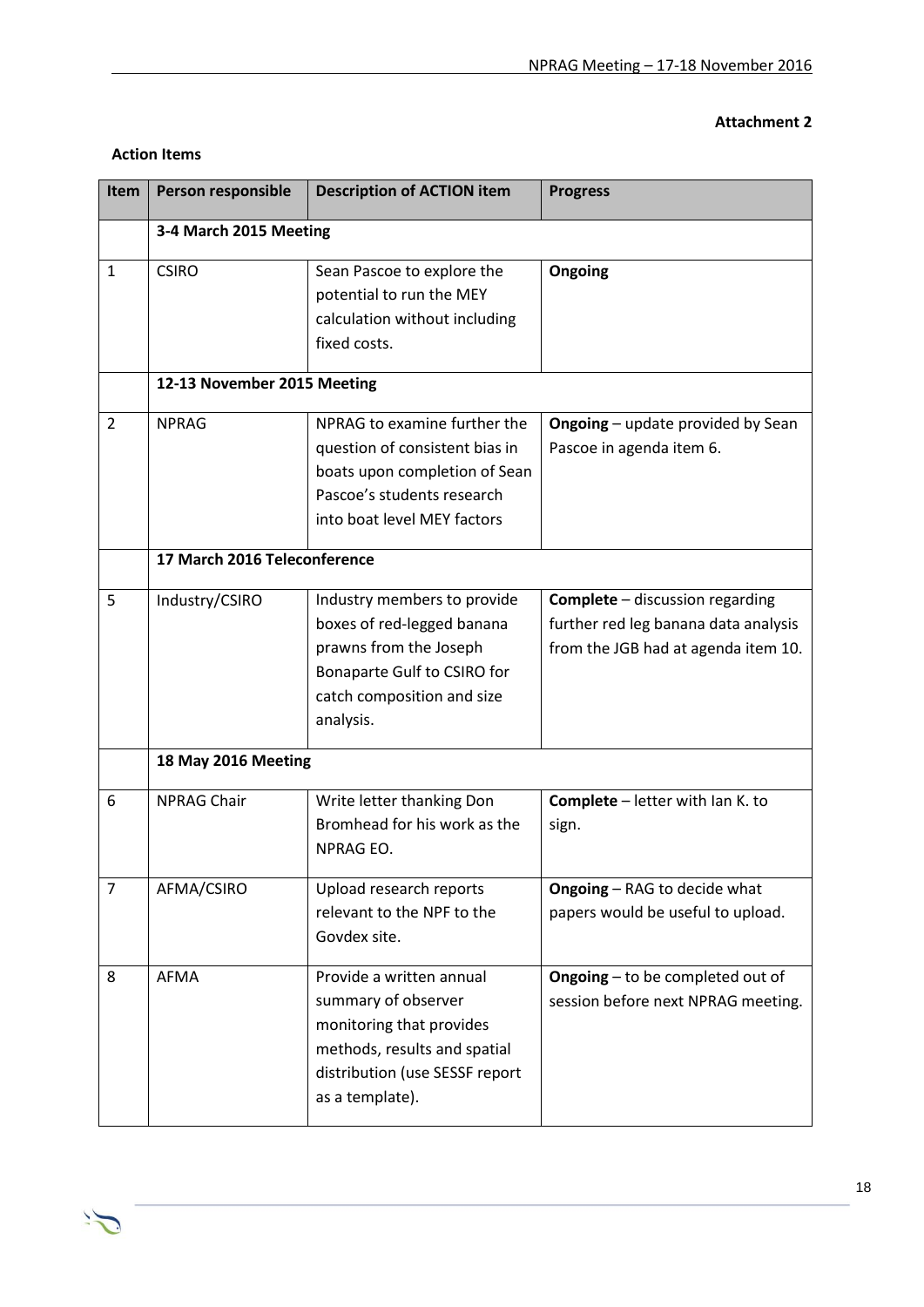**Attachment 2**

**Action Items**

| Item | Person responsible | Description of ACTION item | Progress |
|---|---|---|---|
| | **3-4 March 2015 Meeting** | | |
| 1 | CSIRO | Sean Pascoe to explore the potential to run the MEY calculation without including fixed costs. | **Ongoing** |
| | **12-13 November 2015 Meeting** | | |
| 2 | NPRAG | NPRAG to examine further the question of consistent bias in boats upon completion of Sean Pascoe's students research into boat level MEY factors | **Ongoing** – update provided by Sean Pascoe in agenda item 6. |
| | **17 March 2016 Teleconference** | | |
| 5 | Industry/CSIRO | Industry members to provide boxes of red-legged banana prawns from the Joseph Bonaparte Gulf to CSIRO for catch composition and size analysis. | **Complete** – discussion regarding further red leg banana data analysis from the JGB had at agenda item 10. |
| | **18 May 2016 Meeting** | | |
| 6 | NPRAG Chair | Write letter thanking Don Bromhead for his work as the NPRAG EO. | **Complete** – letter with Ian K. to sign. |
| 7 | AFMA/CSIRO | Upload research reports relevant to the NPF to the Govdex site. | **Ongoing** – RAG to decide what papers would be useful to upload. |
| 8 | AFMA | Provide a written annual summary of observer monitoring that provides methods, results and spatial distribution (use SESSF report as a template). | **Ongoing** – to be completed out of session before next NPRAG meeting. |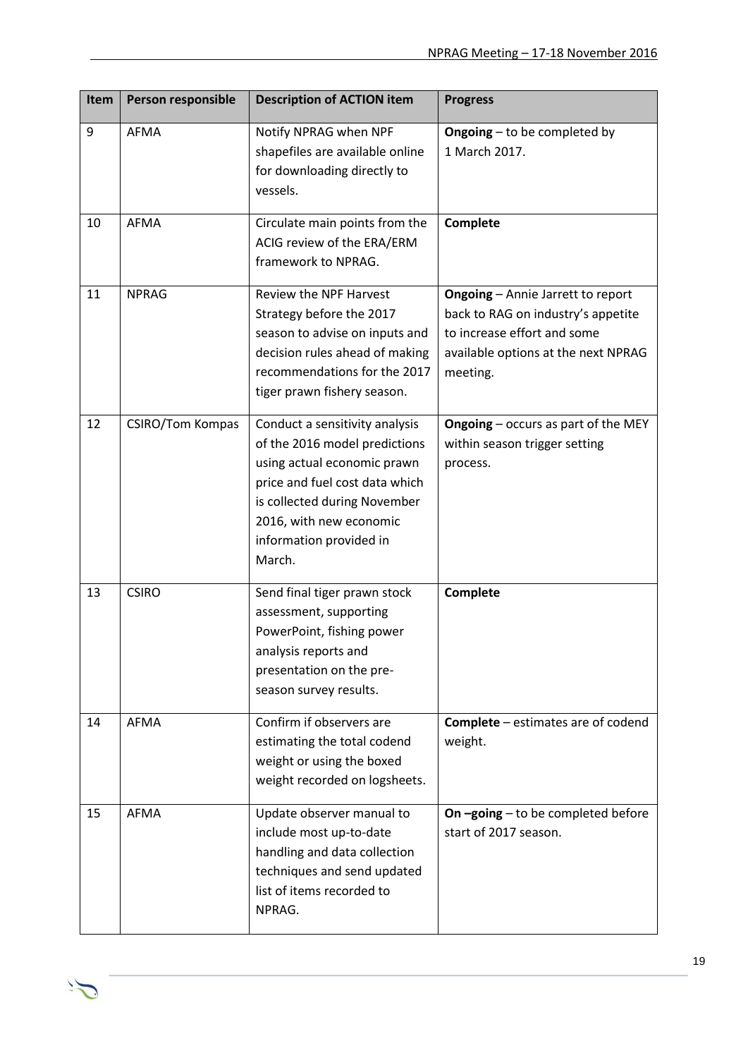| Item | Person responsible | Description of ACTION item | Progress |
|---|---|---|---|
| 9 | AFMA | Notify NPRAG when NPF shapefiles are available online for downloading directly to vessels. | **Ongoing** – to be completed by 1 March 2017. |
| 10 | AFMA | Circulate main points from the ACIG review of the ERA/ERM framework to NPRAG. | **Complete** |
| 11 | NPRAG | Review the NPF Harvest Strategy before the 2017 season to advise on inputs and decision rules ahead of making recommendations for the 2017 tiger prawn fishery season. | **Ongoing** – Annie Jarrett to report back to RAG on industry's appetite to increase effort and some available options at the next NPRAG meeting. |
| 12 | CSIRO/Tom Kompas | Conduct a sensitivity analysis of the 2016 model predictions using actual economic prawn price and fuel cost data which is collected during November 2016, with new economic information provided in March. | **Ongoing** – occurs as part of the MEY within season trigger setting process. |
| 13 | CSIRO | Send final tiger prawn stock assessment, supporting PowerPoint, fishing power analysis reports and presentation on the pre-season survey results. | **Complete** |
| 14 | AFMA | Confirm if observers are estimating the total codend weight or using the boxed weight recorded on logsheets. | **Complete** – estimates are of codend weight. |
| 15 | AFMA | Update observer manual to include most up-to-date handling and data collection techniques and send updated list of items recorded to NPRAG. | **On –going** – to be completed before start of 2017 season. |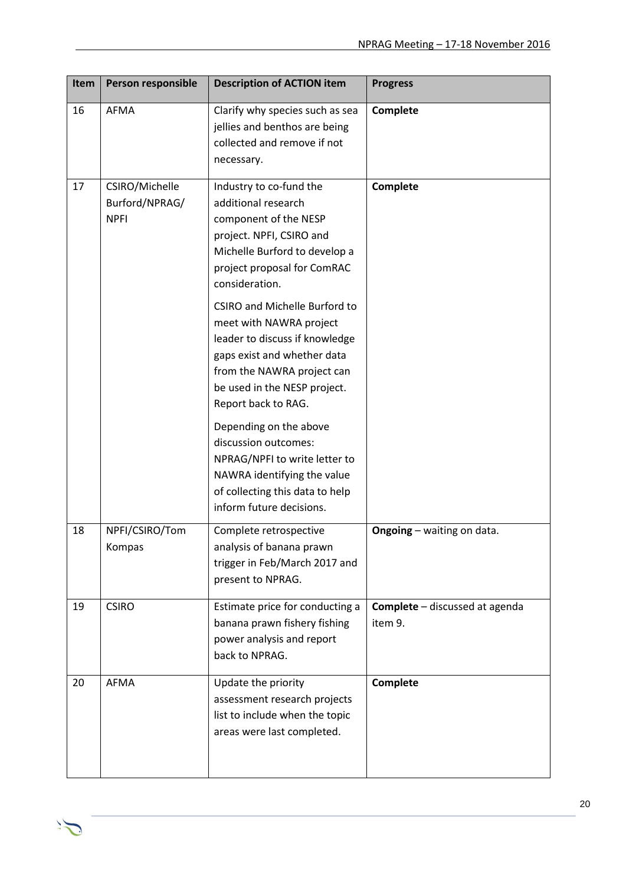| Item | Person responsible | Description of ACTION item | Progress |
|---|---|---|---|
| 16 | AFMA | Clarify why species such as sea jellies and benthos are being collected and remove if not necessary. | **Complete** |
| 17 | CSIRO/Michelle Burford/NPRAG/ NPFI | Industry to co-fund the additional research component of the NESP project. NPFI, CSIRO and Michelle Burford to develop a project proposal for ComRAC consideration.<br><br>CSIRO and Michelle Burford to meet with NAWRA project leader to discuss if knowledge gaps exist and whether data from the NAWRA project can be used in the NESP project. Report back to RAG.<br><br>Depending on the above discussion outcomes: NPRAG/NPFI to write letter to NAWRA identifying the value of collecting this data to help inform future decisions. | **Complete** |
| 18 | NPFI/CSIRO/Tom Kompas | Complete retrospective analysis of banana prawn trigger in Feb/March 2017 and present to NPRAG. | **Ongoing** – waiting on data. |
| 19 | CSIRO | Estimate price for conducting a banana prawn fishery fishing power analysis and report back to NPRAG. | **Complete** – discussed at agenda item 9. |
| 20 | AFMA | Update the priority assessment research projects list to include when the topic areas were last completed. | **Complete** |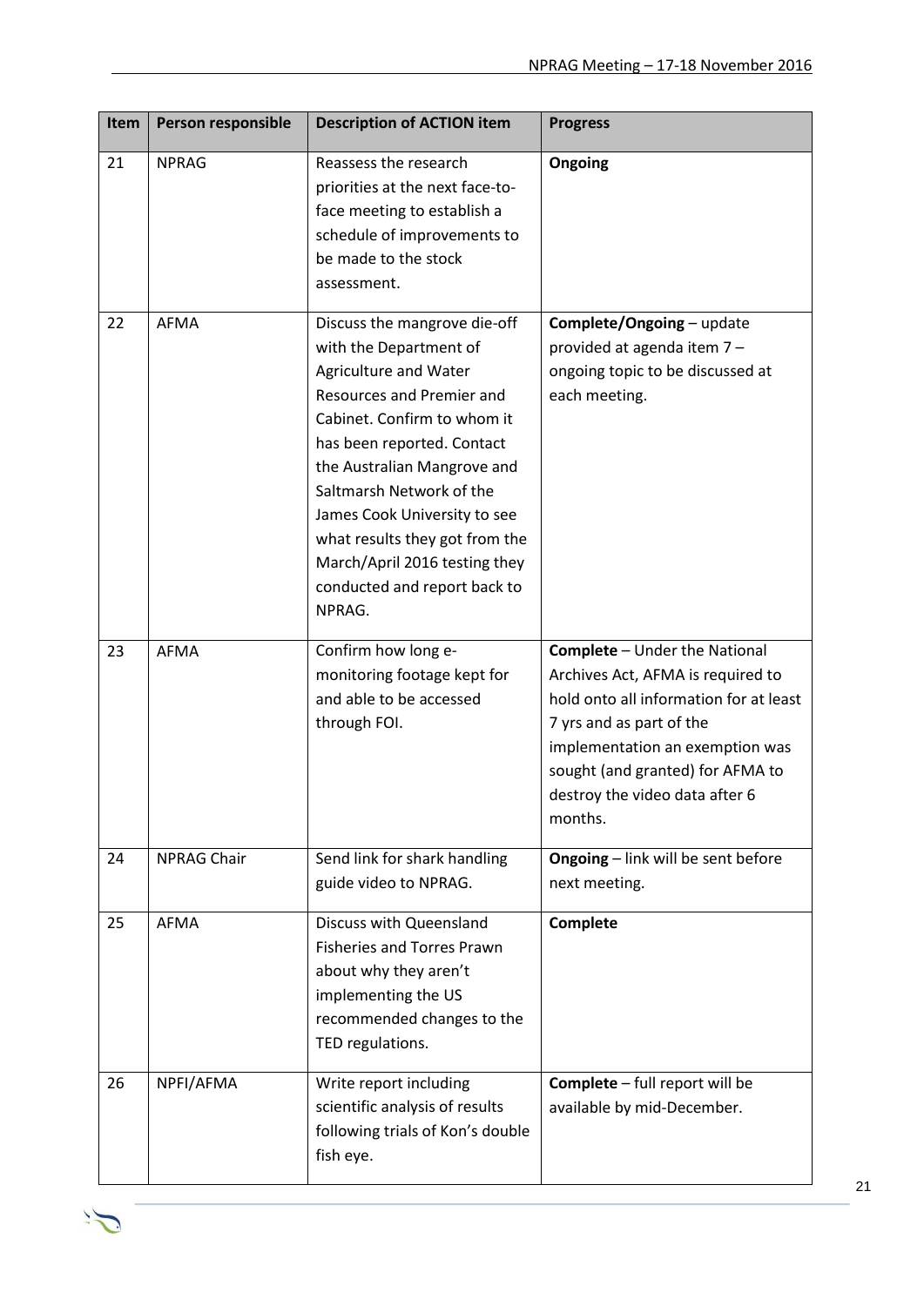| Item | Person responsible | Description of ACTION item | Progress |
|---|---|---|---|
| 21 | NPRAG | Reassess the research priorities at the next face-to-face meeting to establish a schedule of improvements to be made to the stock assessment. | **Ongoing** |
| 22 | AFMA | Discuss the mangrove die-off with the Department of Agriculture and Water Resources and Premier and Cabinet. Confirm to whom it has been reported. Contact the Australian Mangrove and Saltmarsh Network of the James Cook University to see what results they got from the March/April 2016 testing they conducted and report back to NPRAG. | **Complete/Ongoing** – update provided at agenda item 7 – ongoing topic to be discussed at each meeting. |
| 23 | AFMA | Confirm how long e-monitoring footage kept for and able to be accessed through FOI. | **Complete** – Under the National Archives Act, AFMA is required to hold onto all information for at least 7 yrs and as part of the implementation an exemption was sought (and granted) for AFMA to destroy the video data after 6 months. |
| 24 | NPRAG Chair | Send link for shark handling guide video to NPRAG. | **Ongoing** – link will be sent before next meeting. |
| 25 | AFMA | Discuss with Queensland Fisheries and Torres Prawn about why they aren't implementing the US recommended changes to the TED regulations. | **Complete** |
| 26 | NPFI/AFMA | Write report including scientific analysis of results following trials of Kon's double fish eye. | **Complete** – full report will be available by mid-December. |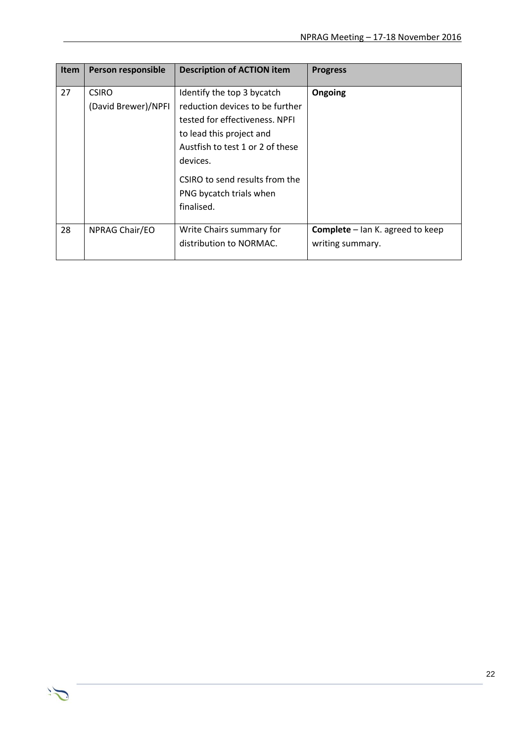| Item | Person responsible | Description of ACTION item | Progress |
|---|---|---|---|
| 27 | CSIRO (David Brewer)/NPFI | Identify the top 3 bycatch reduction devices to be further tested for effectiveness. NPFI to lead this project and Austfish to test 1 or 2 of these devices.<br><br>CSIRO to send results from the PNG bycatch trials when finalised. | **Ongoing** |
| 28 | NPRAG Chair/EO | Write Chairs summary for distribution to NORMAC. | **Complete** – Ian K. agreed to keep writing summary. |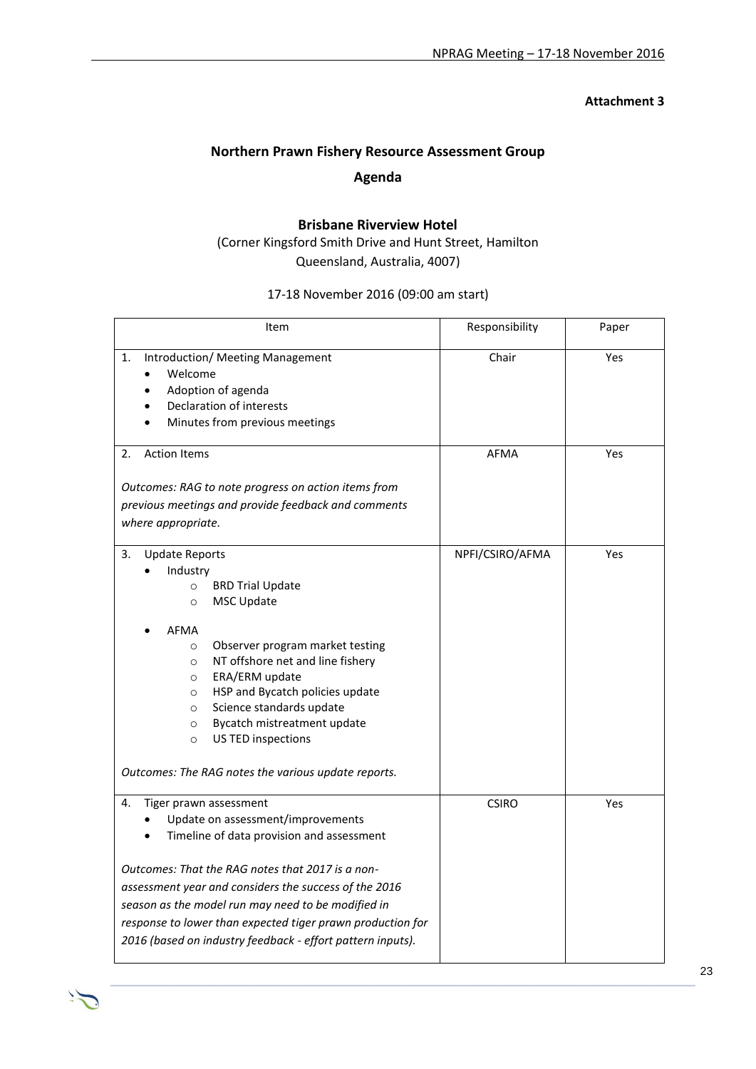**Attachment 3**

## Northern Prawn Fishery Resource Assessment Group

## Agenda

### Brisbane Riverview Hotel

(Corner Kingsford Smith Drive and Hunt Street, Hamilton Queensland, Australia, 4007)

17-18 November 2016 (09:00 am start)

| Item | Responsibility | Paper |
|---|---|---|
| 1. Introduction/ Meeting Management<br>• Welcome<br>• Adoption of agenda<br>• Declaration of interests<br>• Minutes from previous meetings | Chair | Yes |
| 2. Action Items<br><br>*Outcomes: RAG to note progress on action items from previous meetings and provide feedback and comments where appropriate.* | AFMA | Yes |
| 3. Update Reports<br>• Industry<br>&nbsp;&nbsp;○ BRD Trial Update<br>&nbsp;&nbsp;○ MSC Update<br>• AFMA<br>&nbsp;&nbsp;○ Observer program market testing<br>&nbsp;&nbsp;○ NT offshore net and line fishery<br>&nbsp;&nbsp;○ ERA/ERM update<br>&nbsp;&nbsp;○ HSP and Bycatch policies update<br>&nbsp;&nbsp;○ Science standards update<br>&nbsp;&nbsp;○ Bycatch mistreatment update<br>&nbsp;&nbsp;○ US TED inspections<br><br>*Outcomes: The RAG notes the various update reports.* | NPFI/CSIRO/AFMA | Yes |
| 4. Tiger prawn assessment<br>• Update on assessment/improvements<br>• Timeline of data provision and assessment<br><br>*Outcomes: That the RAG notes that 2017 is a non-assessment year and considers the success of the 2016 season as the model run may need to be modified in response to lower than expected tiger prawn production for 2016 (based on industry feedback - effort pattern inputs).* | CSIRO | Yes |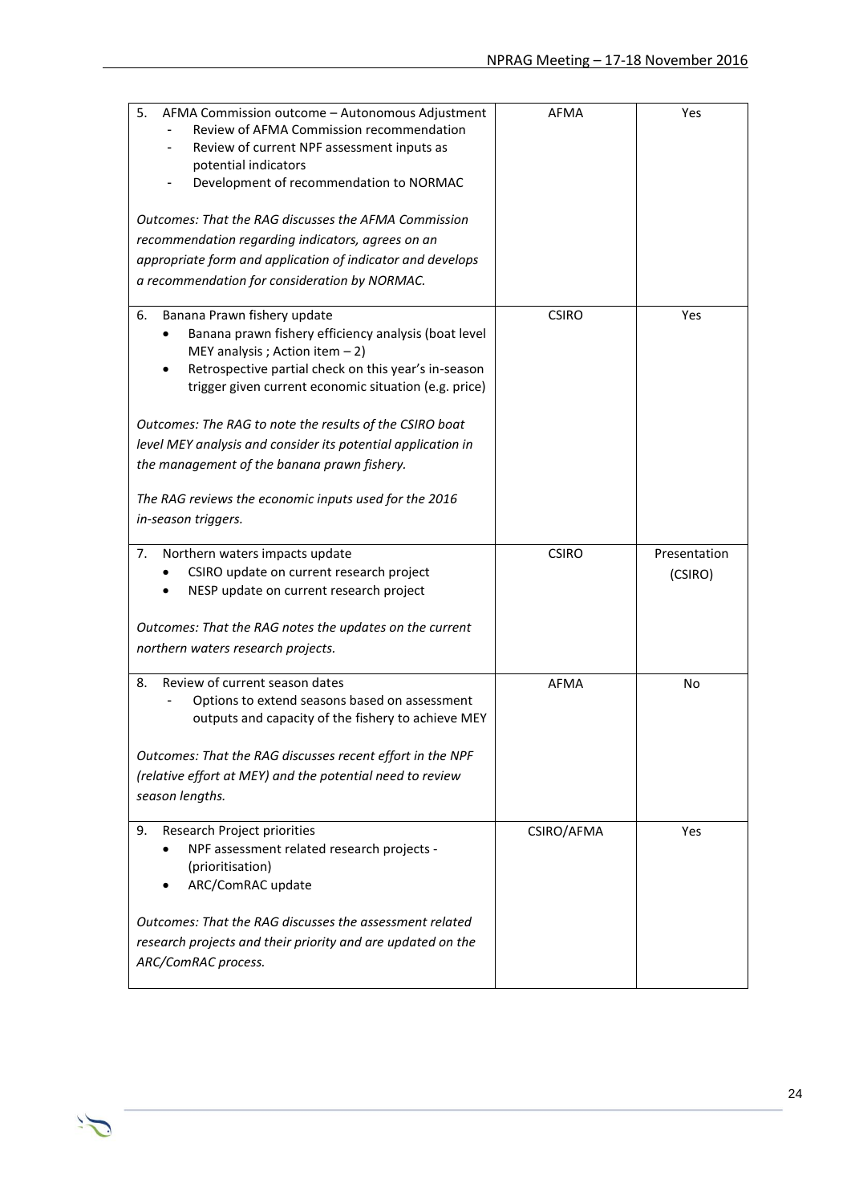| | | |
|---|---|---|
| 5. AFMA Commission outcome – Autonomous Adjustment<br>- Review of AFMA Commission recommendation<br>- Review of current NPF assessment inputs as potential indicators<br>- Development of recommendation to NORMAC<br><br>*Outcomes: That the RAG discusses the AFMA Commission recommendation regarding indicators, agrees on an appropriate form and application of indicator and develops a recommendation for consideration by NORMAC.* | AFMA | Yes |
| 6. Banana Prawn fishery update<br>• Banana prawn fishery efficiency analysis (boat level MEY analysis ; Action item – 2)<br>• Retrospective partial check on this year's in-season trigger given current economic situation (e.g. price)<br><br>*Outcomes: The RAG to note the results of the CSIRO boat level MEY analysis and consider its potential application in the management of the banana prawn fishery.*<br><br>*The RAG reviews the economic inputs used for the 2016 in-season triggers.* | CSIRO | Yes |
| 7. Northern waters impacts update<br>• CSIRO update on current research project<br>• NESP update on current research project<br><br>*Outcomes: That the RAG notes the updates on the current northern waters research projects.* | CSIRO | Presentation (CSIRO) |
| 8. Review of current season dates<br>- Options to extend seasons based on assessment outputs and capacity of the fishery to achieve MEY<br><br>*Outcomes: That the RAG discusses recent effort in the NPF (relative effort at MEY) and the potential need to review season lengths.* | AFMA | No |
| 9. Research Project priorities<br>• NPF assessment related research projects - (prioritisation)<br>• ARC/ComRAC update<br><br>*Outcomes: That the RAG discusses the assessment related research projects and their priority and are updated on the ARC/ComRAC process.* | CSIRO/AFMA | Yes |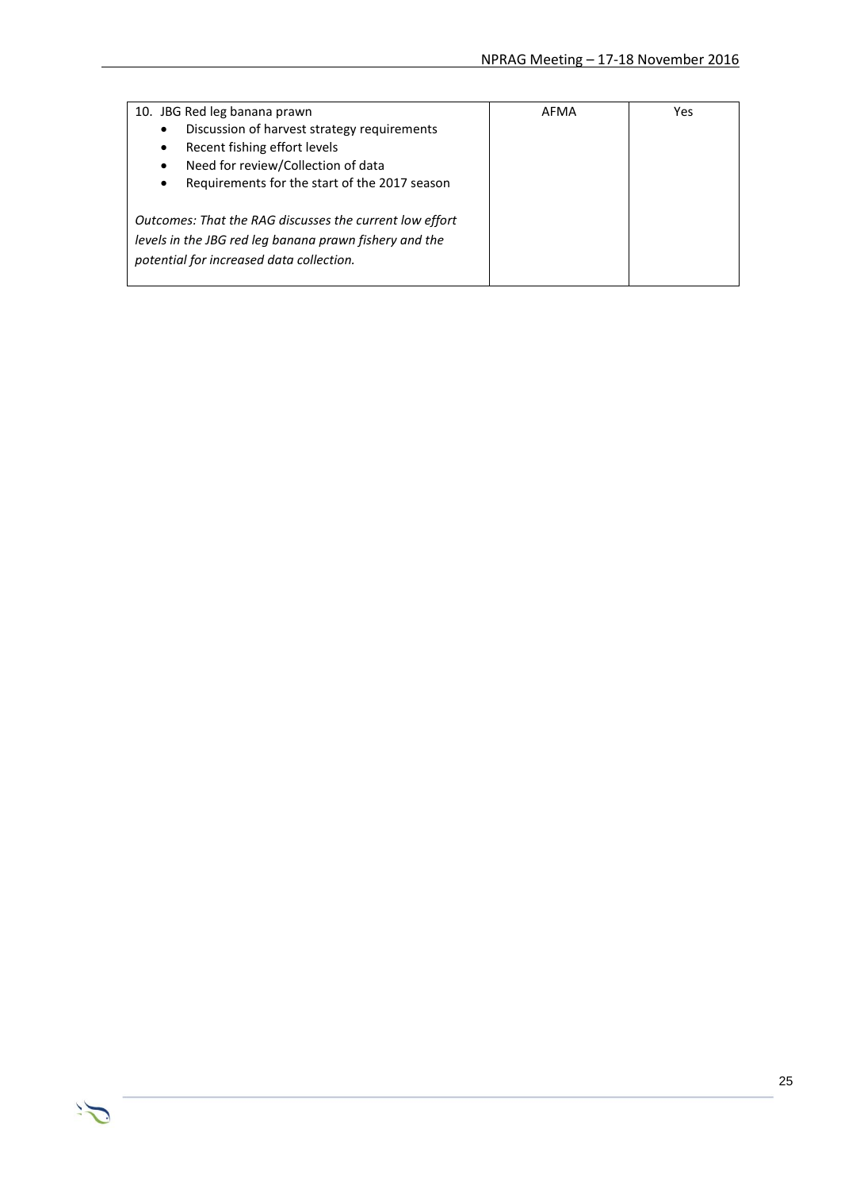| | | |
|---|---|---|
| 10. JBG Red leg banana prawn<br>• Discussion of harvest strategy requirements<br>• Recent fishing effort levels<br>• Need for review/Collection of data<br>• Requirements for the start of the 2017 season<br><br>*Outcomes: That the RAG discusses the current low effort levels in the JBG red leg banana prawn fishery and the potential for increased data collection.* | AFMA | Yes |